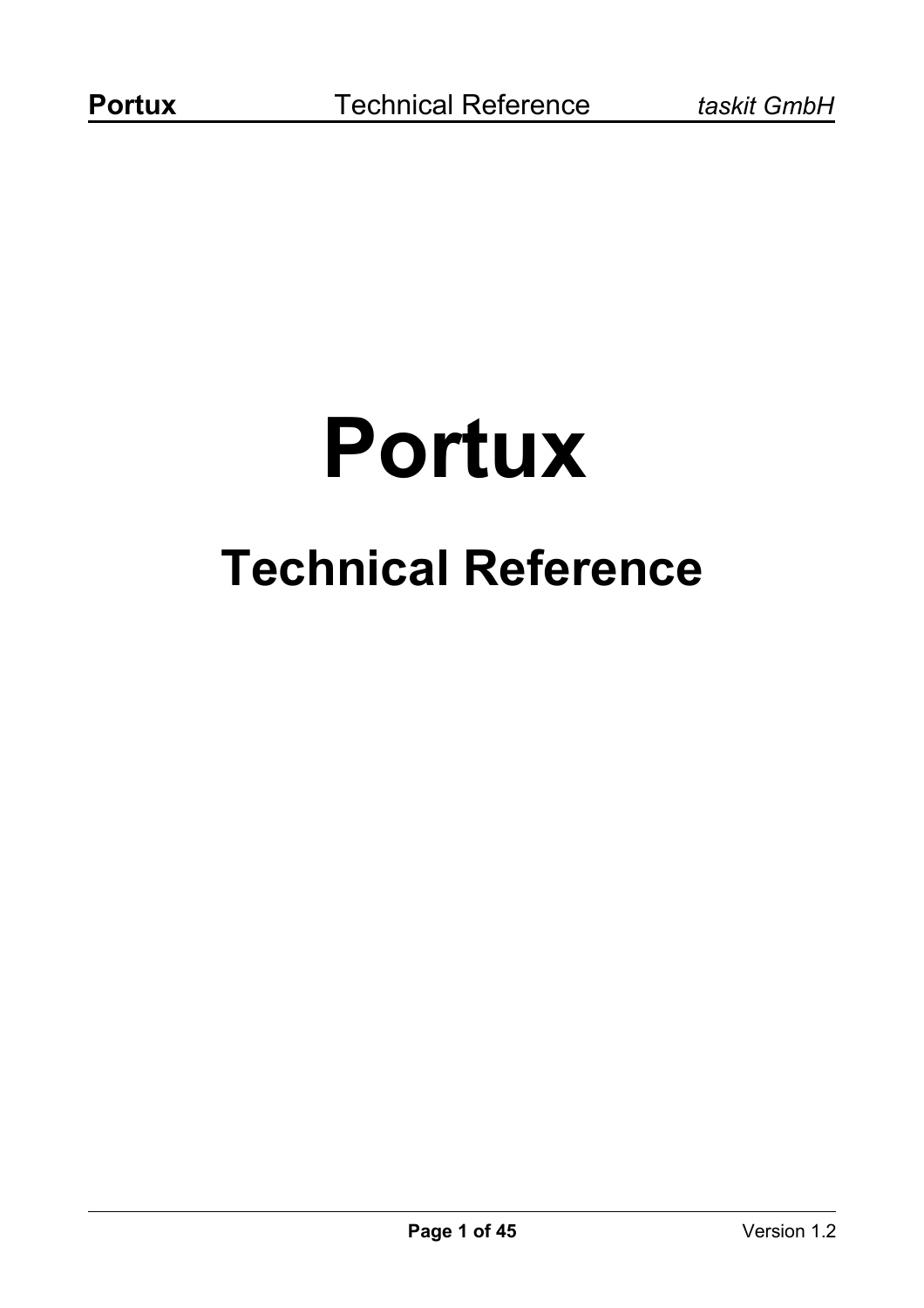# Portux

## Technical Reference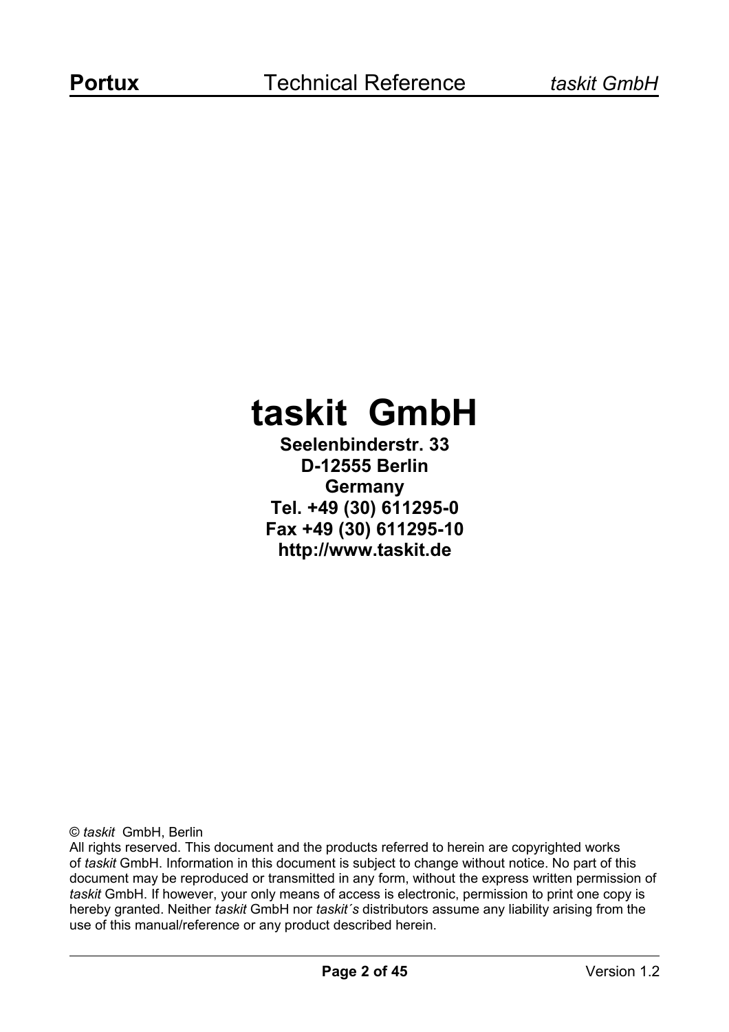# taskit GmbH

**Seelenbinderstr. 33**
**D-12555 Berlin**
**Germany**
**Tel. +49 (30) 611295-0**
**Fax +49 (30) 611295-10**
**http://www.taskit.de**

© *taskit* GmbH, Berlin
All rights reserved. This document and the products referred to herein are copyrighted works of *taskit* GmbH. Information in this document is subject to change without notice. No part of this document may be reproduced or transmitted in any form, without the express written permission of *taskit* GmbH. If however, your only means of access is electronic, permission to print one copy is hereby granted. Neither *taskit* GmbH nor *taskit´s* distributors assume any liability arising from the use of this manual/reference or any product described herein.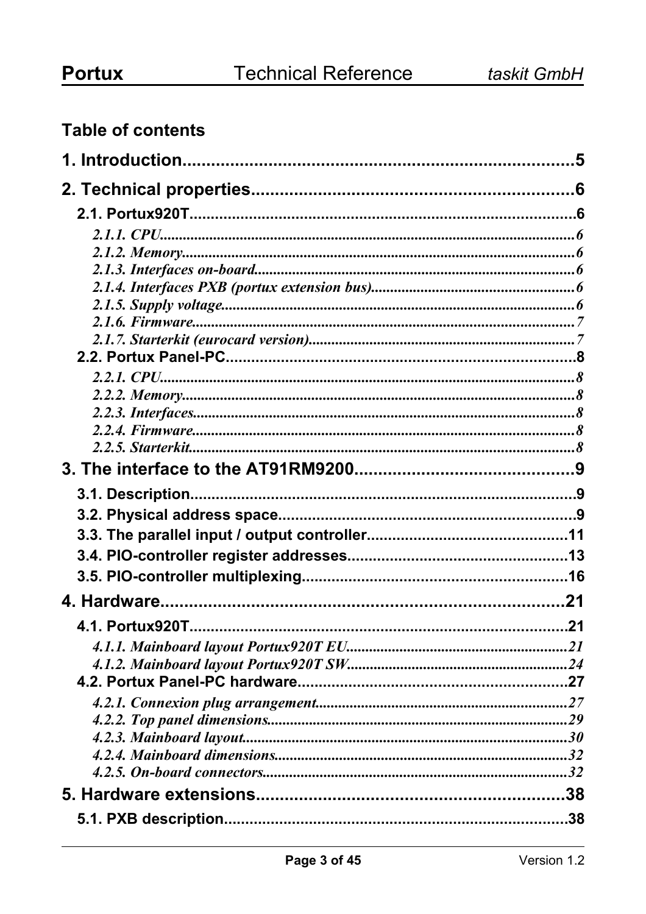## Table of contents

**1. Introduction................................................................................5**

**2. Technical properties.................................................................6**

**2.1. Portux920T.........................................................................................6**

*2.1.1. CPU.............................................................................................6*

*2.1.2. Memory........................................................................................6*

*2.1.3. Interfaces on-board....................................................................6*

*2.1.4. Interfaces PXB (portux extension bus)......................................6*

*2.1.5. Supply voltage.............................................................................6*

*2.1.6. Firmware.....................................................................................7*

*2.1.7. Starterkit (eurocard version).......................................................7*

**2.2. Portux Panel-PC.................................................................................8**

*2.2.1. CPU.............................................................................................8*

*2.2.2. Memory........................................................................................8*

*2.2.3. Interfaces.....................................................................................8*

*2.2.4. Firmware.....................................................................................8*

*2.2.5. Starterkit......................................................................................8*

**3. The interface to the AT91RM9200............................................9**

**3.1. Description..........................................................................................9**

**3.2. Physical address space......................................................................9**

**3.3. The parallel input / output controller..............................................11**

**3.4. PIO-controller register addresses...................................................13**

**3.5. PIO-controller multiplexing..............................................................16**

**4. Hardware..................................................................................21**

**4.1. Portux920T.........................................................................................21**

*4.1.1. Mainboard layout Portux920T EU..........................................21*

*4.1.2. Mainboard layout Portux920T SW..........................................24*

**4.2. Portux Panel-PC hardware...............................................................27**

*4.2.1. Connexion plug arrangement...................................................27*

*4.2.2. Top panel dimensions...............................................................29*

*4.2.3. Mainboard layout......................................................................30*

*4.2.4. Mainboard dimensions..............................................................32*

*4.2.5. On-board connectors.................................................................32*

**5. Hardware extensions...............................................................38**

**5.1. PXB description.................................................................................38**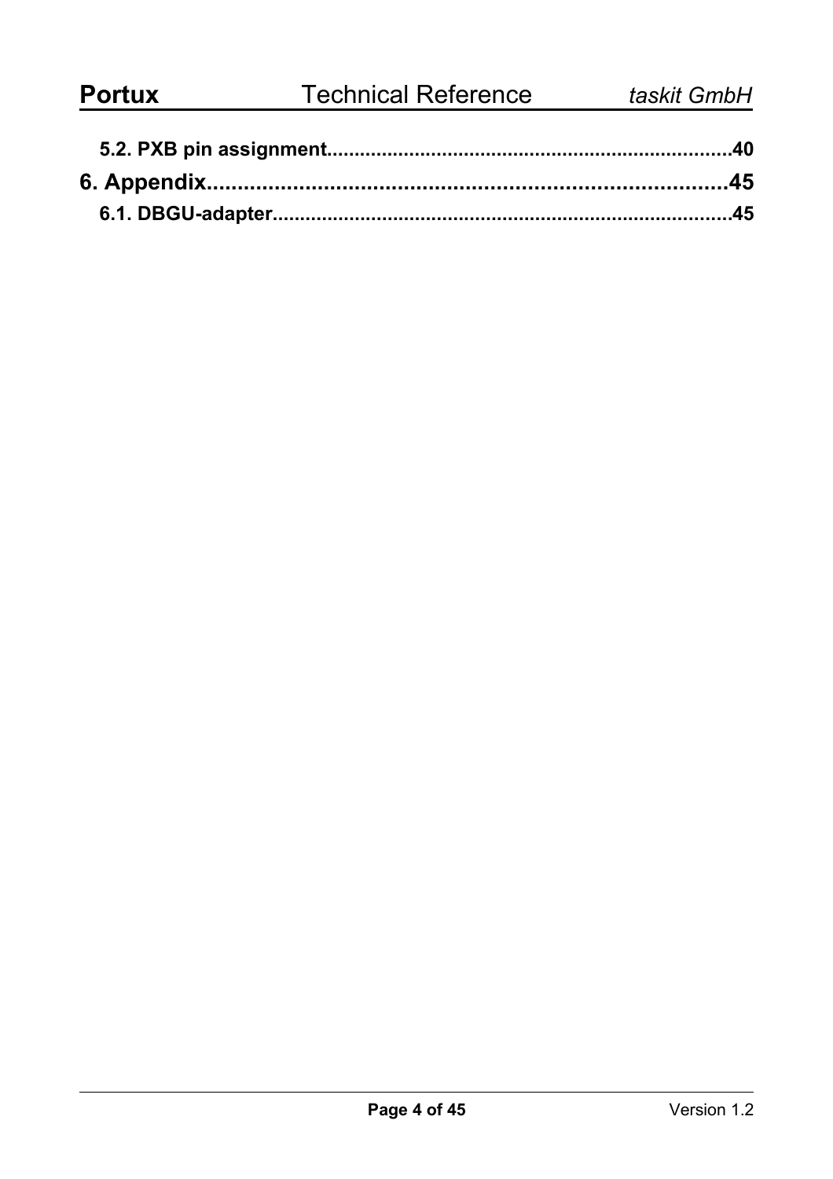**5.2. PXB pin assignment..........................................................................40**

**6. Appendix..................................................................................45**

**6.1. DBGU-adapter....................................................................................45**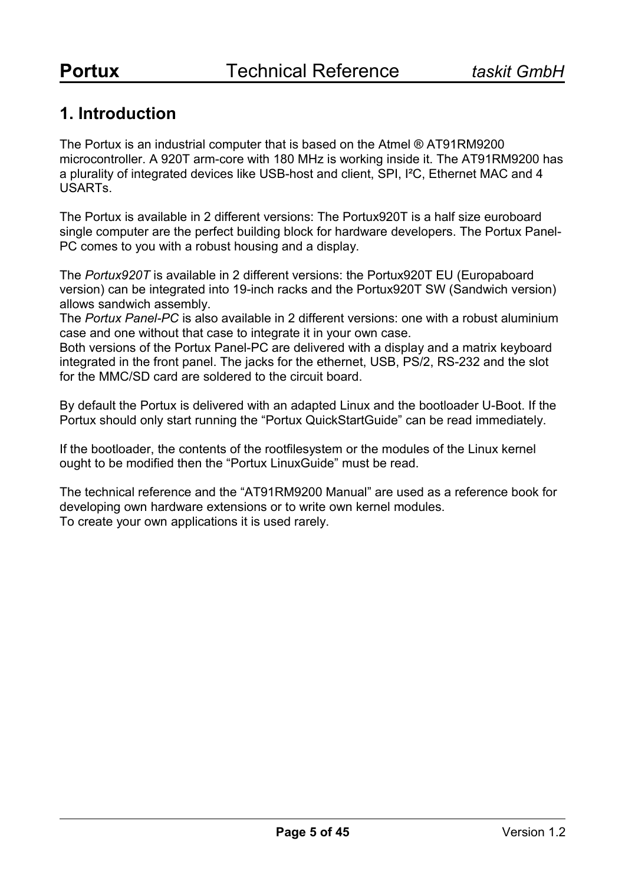# 1. Introduction

The Portux is an industrial computer that is based on the Atmel ® AT91RM9200 microcontroller. A 920T arm-core with 180 MHz is working inside it. The AT91RM9200 has a plurality of integrated devices like USB-host and client, SPI, I²C, Ethernet MAC and 4 USARTs.

The Portux is available in 2 different versions: The Portux920T is a half size euroboard single computer are the perfect building block for hardware developers. The Portux Panel-PC comes to you with a robust housing and a display.

The *Portux920T* is available in 2 different versions: the Portux920T EU (Europaboard version) can be integrated into 19-inch racks and the Portux920T SW (Sandwich version) allows sandwich assembly.
The *Portux Panel-PC* is also available in 2 different versions: one with a robust aluminium case and one without that case to integrate it in your own case.
Both versions of the Portux Panel-PC are delivered with a display and a matrix keyboard integrated in the front panel. The jacks for the ethernet, USB, PS/2, RS-232 and the slot for the MMC/SD card are soldered to the circuit board.

By default the Portux is delivered with an adapted Linux and the bootloader U-Boot. If the Portux should only start running the "Portux QuickStartGuide" can be read immediately.

If the bootloader, the contents of the rootfilesystem or the modules of the Linux kernel ought to be modified then the "Portux LinuxGuide" must be read.

The technical reference and the "AT91RM9200 Manual" are used as a reference book for developing own hardware extensions or to write own kernel modules.
To create your own applications it is used rarely.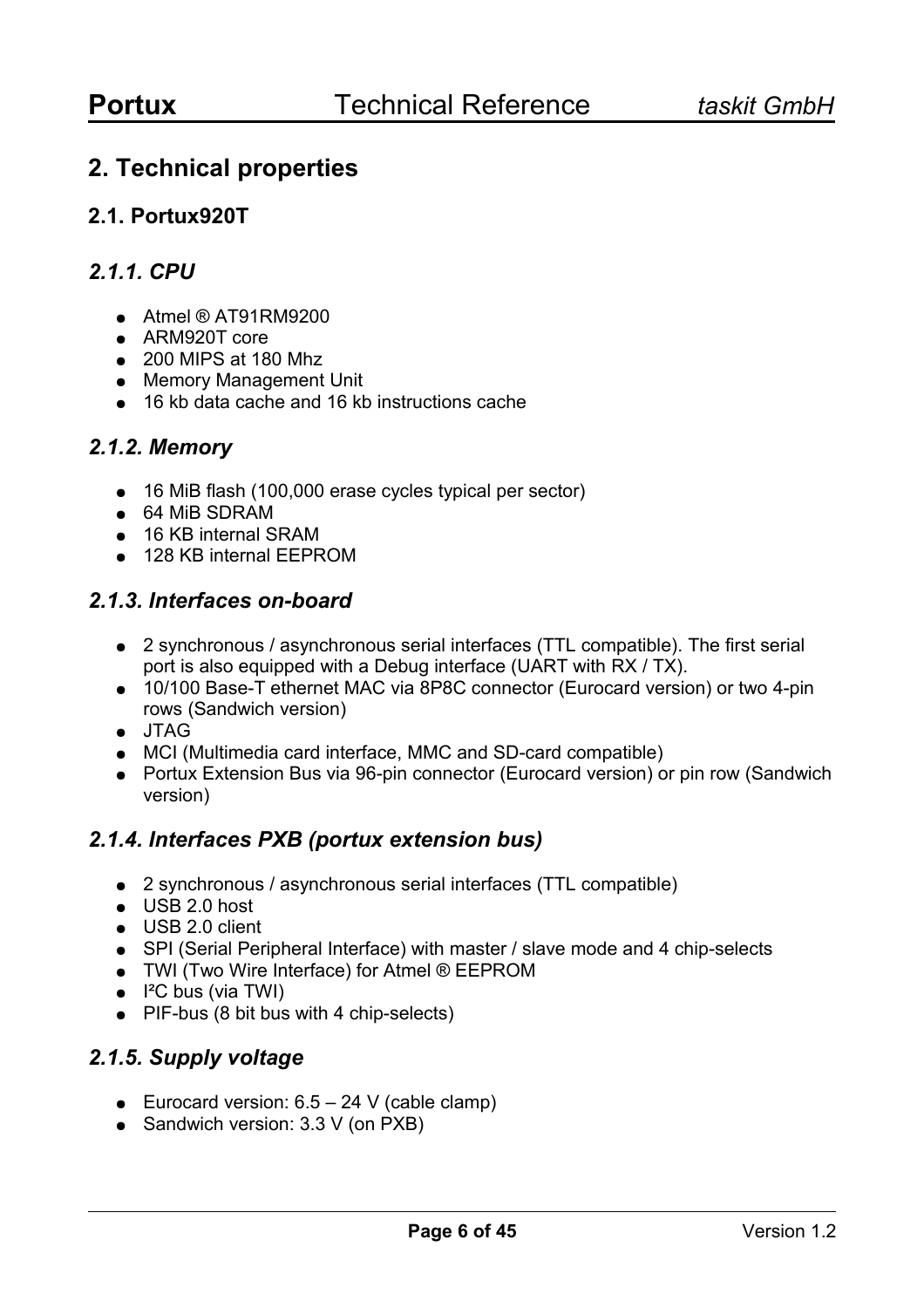# 2. Technical properties

## 2.1. Portux920T

### *2.1.1. CPU*

- Atmel ® AT91RM9200
- ARM920T core
- 200 MIPS at 180 Mhz
- Memory Management Unit
- 16 kb data cache and 16 kb instructions cache

### *2.1.2. Memory*

- 16 MiB flash (100,000 erase cycles typical per sector)
- 64 MiB SDRAM
- 16 KB internal SRAM
- 128 KB internal EEPROM

### *2.1.3. Interfaces on-board*

- 2 synchronous / asynchronous serial interfaces (TTL compatible). The first serial port is also equipped with a Debug interface (UART with RX / TX).
- 10/100 Base-T ethernet MAC via 8P8C connector (Eurocard version) or two 4-pin rows (Sandwich version)
- JTAG
- MCI (Multimedia card interface, MMC and SD-card compatible)
- Portux Extension Bus via 96-pin connector (Eurocard version) or pin row (Sandwich version)

### *2.1.4. Interfaces PXB (portux extension bus)*

- 2 synchronous / asynchronous serial interfaces (TTL compatible)
- USB 2.0 host
- USB 2.0 client
- SPI (Serial Peripheral Interface) with master / slave mode and 4 chip-selects
- TWI (Two Wire Interface) for Atmel ® EEPROM
- I²C bus (via TWI)
- PIF-bus (8 bit bus with 4 chip-selects)

### *2.1.5. Supply voltage*

- Eurocard version: 6.5 – 24 V (cable clamp)
- Sandwich version: 3.3 V (on PXB)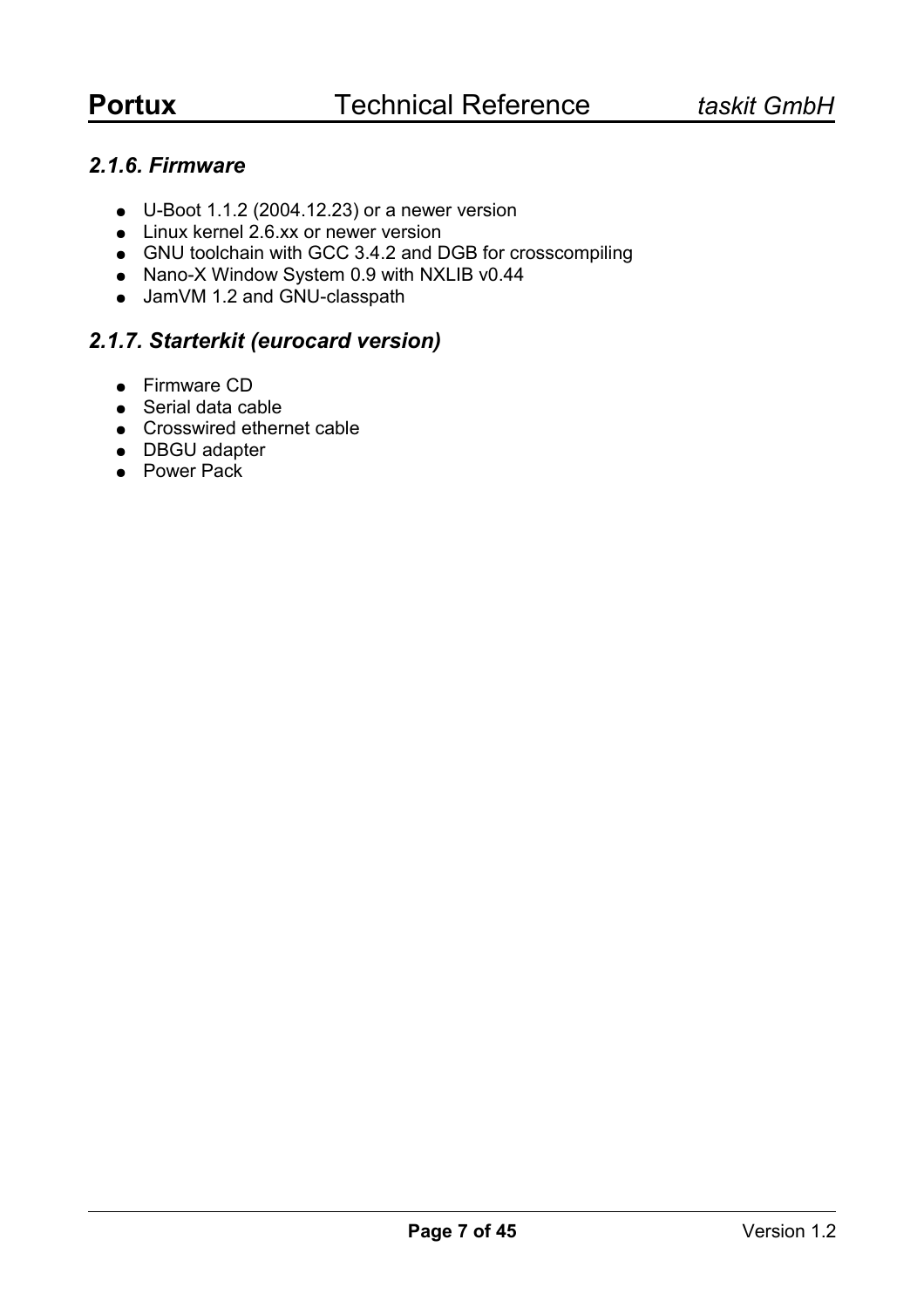### *2.1.6. Firmware*

- U-Boot 1.1.2 (2004.12.23) or a newer version
- Linux kernel 2.6.xx or newer version
- GNU toolchain with GCC 3.4.2 and DGB for crosscompiling
- Nano-X Window System 0.9 with NXLIB v0.44
- JamVM 1.2 and GNU-classpath

### *2.1.7. Starterkit (eurocard version)*

- Firmware CD
- Serial data cable
- Crosswired ethernet cable
- DBGU adapter
- Power Pack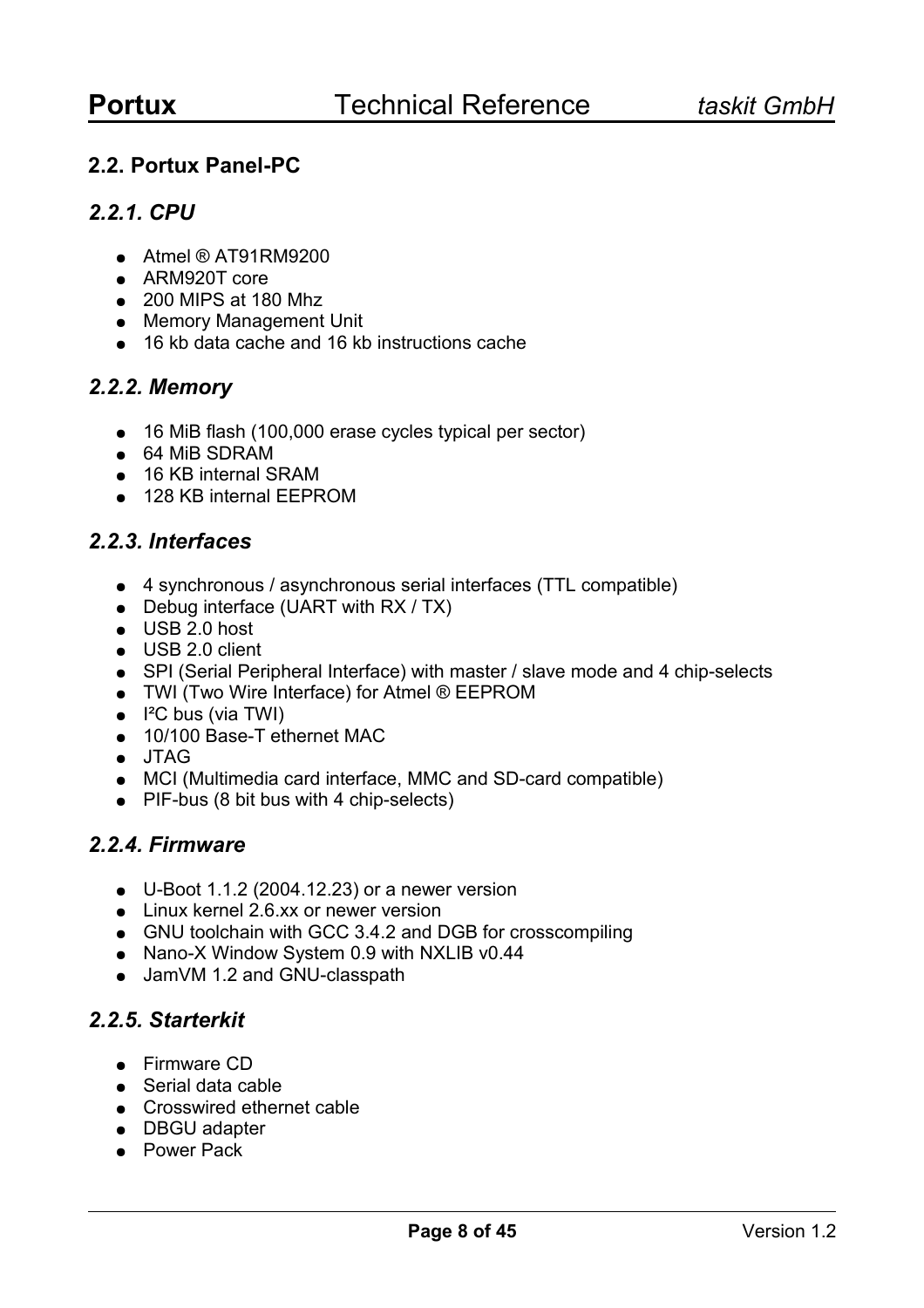## 2.2. Portux Panel-PC

### *2.2.1. CPU*

- Atmel ® AT91RM9200
- ARM920T core
- 200 MIPS at 180 Mhz
- Memory Management Unit
- 16 kb data cache and 16 kb instructions cache

### *2.2.2. Memory*

- 16 MiB flash (100,000 erase cycles typical per sector)
- 64 MiB SDRAM
- 16 KB internal SRAM
- 128 KB internal EEPROM

### *2.2.3. Interfaces*

- 4 synchronous / asynchronous serial interfaces (TTL compatible)
- Debug interface (UART with RX / TX)
- USB 2.0 host
- USB 2.0 client
- SPI (Serial Peripheral Interface) with master / slave mode and 4 chip-selects
- TWI (Two Wire Interface) for Atmel ® EEPROM
- I²C bus (via TWI)
- 10/100 Base-T ethernet MAC
- JTAG
- MCI (Multimedia card interface, MMC and SD-card compatible)
- PIF-bus (8 bit bus with 4 chip-selects)

### *2.2.4. Firmware*

- U-Boot 1.1.2 (2004.12.23) or a newer version
- Linux kernel 2.6.xx or newer version
- GNU toolchain with GCC 3.4.2 and DGB for crosscompiling
- Nano-X Window System 0.9 with NXLIB v0.44
- JamVM 1.2 and GNU-classpath

### *2.2.5. Starterkit*

- Firmware CD
- Serial data cable
- Crosswired ethernet cable
- DBGU adapter
- Power Pack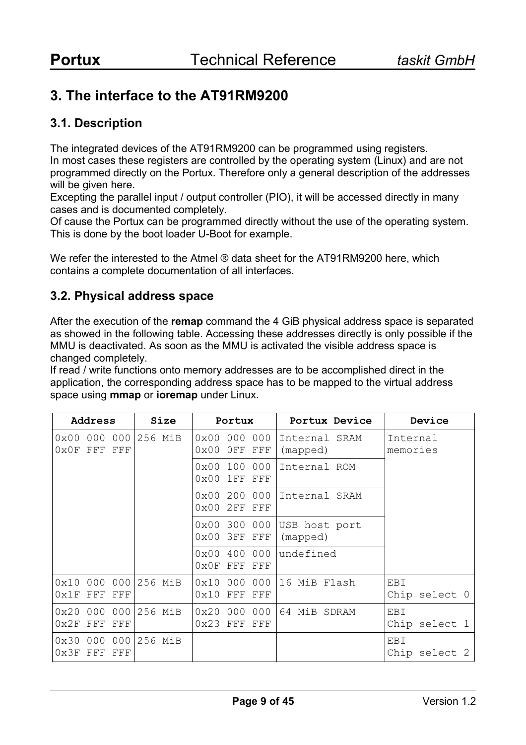## 3. The interface to the AT91RM9200

### 3.1. Description

The integrated devices of the AT91RM9200 can be programmed using registers.
In most cases these registers are controlled by the operating system (Linux) and are not programmed directly on the Portux. Therefore only a general description of the addresses will be given here.
Excepting the parallel input / output controller (PIO), it will be accessed directly in many cases and is documented completely.
Of cause the Portux can be programmed directly without the use of the operating system. This is done by the boot loader U-Boot for example.

We refer the interested to the Atmel ® data sheet for the AT91RM9200 here, which contains a complete documentation of all interfaces.

### 3.2. Physical address space

After the execution of the **remap** command the 4 GiB physical address space is separated as showed in the following table. Accessing these addresses directly is only possible if the MMU is deactivated. As soon as the MMU is activated the visible address space is changed completely.
If read / write functions onto memory addresses are to be accomplished direct in the application, the corresponding address space has to be mapped to the virtual address space using **mmap** or **ioremap** under Linux.

| Address | Size | Portux | Portux Device | Device |
|---|---|---|---|---|
| 0x00 000 000 0x0F FFF FFF | 256 MiB | 0x00 000 000 0x00 0FF FFF | Internal SRAM (mapped) | Internal memories |
| | | 0x00 100 000 0x00 1FF FFF | Internal ROM | |
| | | 0x00 200 000 0x00 2FF FFF | Internal SRAM | |
| | | 0x00 300 000 0x00 3FF FFF | USB host port (mapped) | |
| | | 0x00 400 000 0x0F FFF FFF | undefined | |
| 0x10 000 000 0x1F FFF FFF | 256 MiB | 0x10 000 000 0x10 FFF FFF | 16 MiB Flash | EBI Chip select 0 |
| 0x20 000 000 0x2F FFF FFF | 256 MiB | 0x20 000 000 0x23 FFF FFF | 64 MiB SDRAM | EBI Chip select 1 |
| 0x30 000 000 0x3F FFF FFF | 256 MiB | | | EBI Chip select 2 |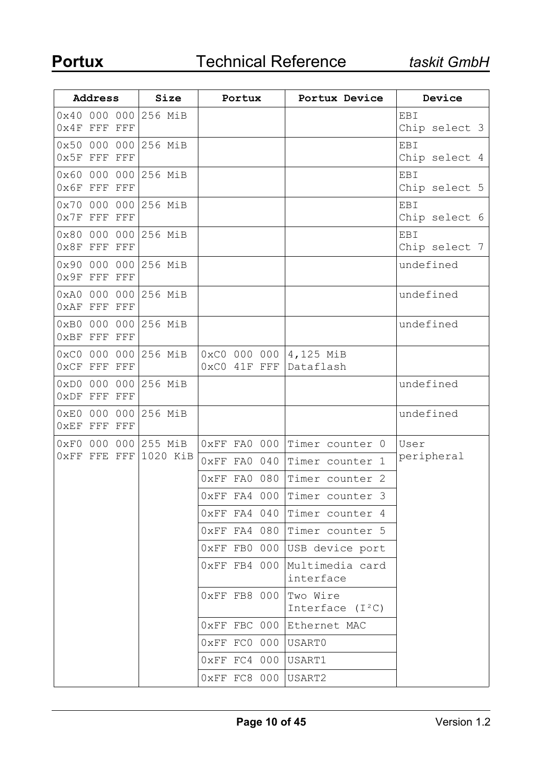| Address | Size | Portux | Portux Device | Device |
|---|---|---|---|---|
| 0x40 000 000<br>0x4F FFF FFF | 256 MiB | | | EBI<br>Chip select 3 |
| 0x50 000 000<br>0x5F FFF FFF | 256 MiB | | | EBI<br>Chip select 4 |
| 0x60 000 000<br>0x6F FFF FFF | 256 MiB | | | EBI<br>Chip select 5 |
| 0x70 000 000<br>0x7F FFF FFF | 256 MiB | | | EBI<br>Chip select 6 |
| 0x80 000 000<br>0x8F FFF FFF | 256 MiB | | | EBI<br>Chip select 7 |
| 0x90 000 000<br>0x9F FFF FFF | 256 MiB | | | undefined |
| 0xA0 000 000<br>0xAF FFF FFF | 256 MiB | | | undefined |
| 0xB0 000 000<br>0xBF FFF FFF | 256 MiB | | | undefined |
| 0xC0 000 000<br>0xCF FFF FFF | 256 MiB | 0xC0 000 000<br>0xC0 41F FFF | 4,125 MiB<br>Dataflash | |
| 0xD0 000 000<br>0xDF FFF FFF | 256 MiB | | | undefined |
| 0xE0 000 000<br>0xEF FFF FFF | 256 MiB | | | undefined |
| 0xF0 000 000<br>0xFF FFE FFF | 255 MiB<br>1020 KiB | 0xFF FA0 000 | Timer counter 0 | User<br>peripheral |
| | | 0xFF FA0 040 | Timer counter 1 | |
| | | 0xFF FA0 080 | Timer counter 2 | |
| | | 0xFF FA4 000 | Timer counter 3 | |
| | | 0xFF FA4 040 | Timer counter 4 | |
| | | 0xFF FA4 080 | Timer counter 5 | |
| | | 0xFF FB0 000 | USB device port | |
| | | 0xFF FB4 000 | Multimedia card interface | |
| | | 0xFF FB8 000 | Two Wire Interface ($I^2C$) | |
| | | 0xFF FBC 000 | Ethernet MAC | |
| | | 0xFF FC0 000 | USART0 | |
| | | 0xFF FC4 000 | USART1 | |
| | | 0xFF FC8 000 | USART2 | |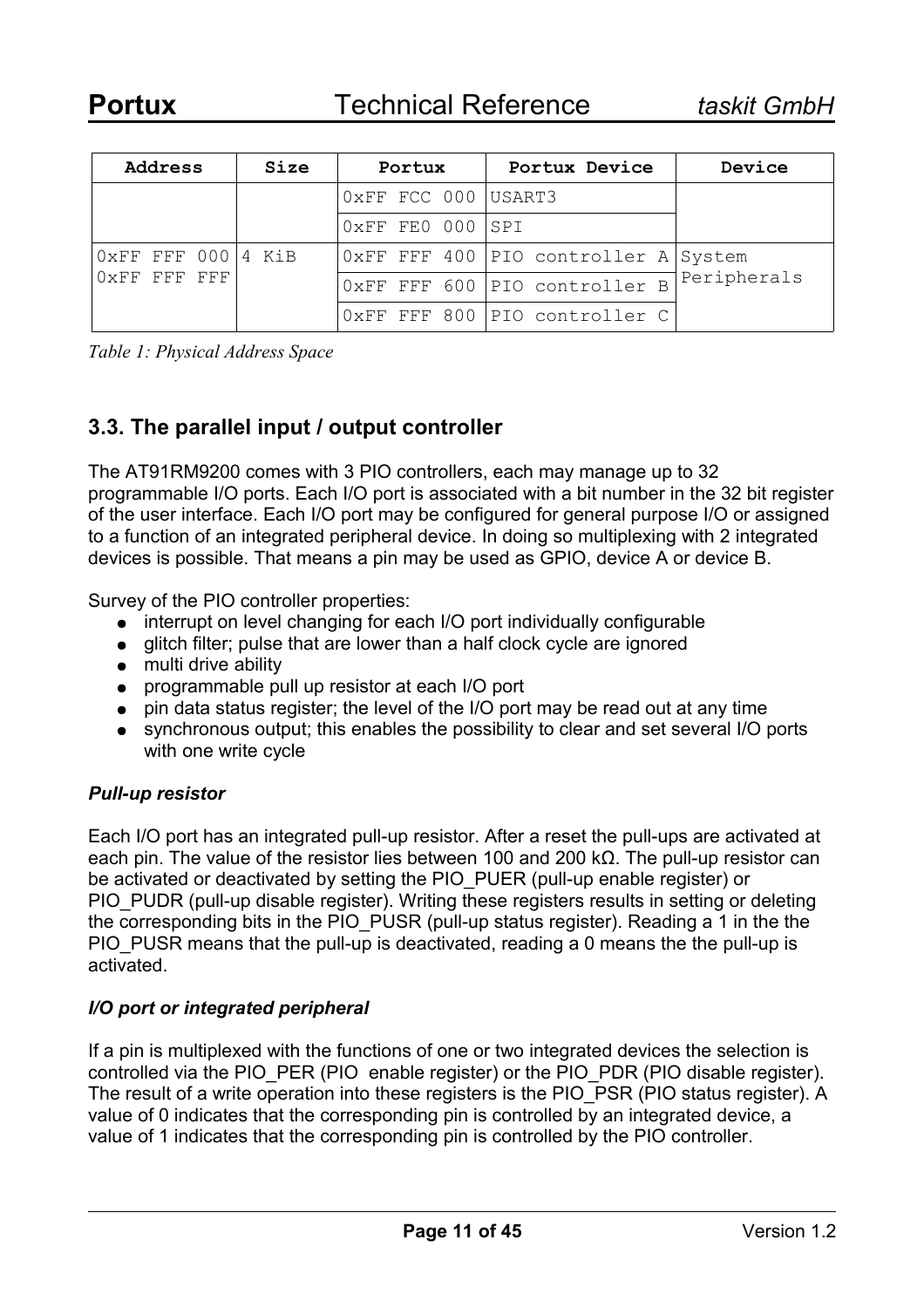| Address | Size | Portux | Portux Device | Device |
|---|---|---|---|---|
| | | 0xFF FCC 000 | USART3 | |
| | | 0xFF FE0 000 | SPI | |
| 0xFF FFF 000 0xFF FFF FFF | 4 KiB | 0xFF FFF 400 | PIO controller A | System Peripherals |
| | | 0xFF FFF 600 | PIO controller B | |
| | | 0xFF FFF 800 | PIO controller C | |

*Table 1: Physical Address Space*

## 3.3. The parallel input / output controller

The AT91RM9200 comes with 3 PIO controllers, each may manage up to 32 programmable I/O ports. Each I/O port is associated with a bit number in the 32 bit register of the user interface. Each I/O port may be configured for general purpose I/O or assigned to a function of an integrated peripheral device. In doing so multiplexing with 2 integrated devices is possible. That means a pin may be used as GPIO, device A or device B.

Survey of the PIO controller properties:

- interrupt on level changing for each I/O port individually configurable
- glitch filter; pulse that are lower than a half clock cycle are ignored
- multi drive ability
- programmable pull up resistor at each I/O port
- pin data status register; the level of the I/O port may be read out at any time
- synchronous output; this enables the possibility to clear and set several I/O ports with one write cycle

### *Pull-up resistor*

Each I/O port has an integrated pull-up resistor. After a reset the pull-ups are activated at each pin. The value of the resistor lies between 100 and 200 kΩ. The pull-up resistor can be activated or deactivated by setting the PIO_PUER (pull-up enable register) or PIO_PUDR (pull-up disable register). Writing these registers results in setting or deleting the corresponding bits in the PIO_PUSR (pull-up status register). Reading a 1 in the the PIO_PUSR means that the pull-up is deactivated, reading a 0 means the the pull-up is activated.

### *I/O port or integrated peripheral*

If a pin is multiplexed with the functions of one or two integrated devices the selection is controlled via the PIO_PER (PIO enable register) or the PIO_PDR (PIO disable register). The result of a write operation into these registers is the PIO_PSR (PIO status register). A value of 0 indicates that the corresponding pin is controlled by an integrated device, a value of 1 indicates that the corresponding pin is controlled by the PIO controller.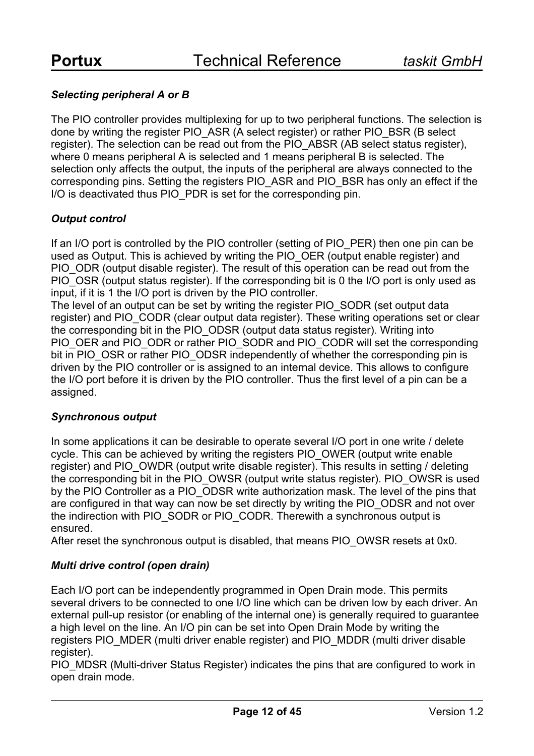### *Selecting peripheral A or B*

The PIO controller provides multiplexing for up to two peripheral functions. The selection is done by writing the register PIO_ASR (A select register) or rather PIO_BSR (B select register). The selection can be read out from the PIO_ABSR (AB select status register), where 0 means peripheral A is selected and 1 means peripheral B is selected. The selection only affects the output, the inputs of the peripheral are always connected to the corresponding pins. Setting the registers PIO_ASR and PIO_BSR has only an effect if the I/O is deactivated thus PIO_PDR is set for the corresponding pin.

### *Output control*

If an I/O port is controlled by the PIO controller (setting of PIO_PER) then one pin can be used as Output. This is achieved by writing the PIO_OER (output enable register) and PIO_ODR (output disable register). The result of this operation can be read out from the PIO_OSR (output status register). If the corresponding bit is 0 the I/O port is only used as input, if it is 1 the I/O port is driven by the PIO controller.
The level of an output can be set by writing the register PIO_SODR (set output data register) and PIO_CODR (clear output data register). These writing operations set or clear the corresponding bit in the PIO_ODSR (output data status register). Writing into PIO_OER and PIO_ODR or rather PIO_SODR and PIO_CODR will set the corresponding bit in PIO_OSR or rather PIO_ODSR independently of whether the corresponding pin is driven by the PIO controller or is assigned to an internal device. This allows to configure the I/O port before it is driven by the PIO controller. Thus the first level of a pin can be a assigned.

### *Synchronous output*

In some applications it can be desirable to operate several I/O port in one write / delete cycle. This can be achieved by writing the registers PIO_OWER (output write enable register) and PIO_OWDR (output write disable register). This results in setting / deleting the corresponding bit in the PIO_OWSR (output write status register). PIO_OWSR is used by the PIO Controller as a PIO_ODSR write authorization mask. The level of the pins that are configured in that way can now be set directly by writing the PIO_ODSR and not over the indirection with PIO_SODR or PIO_CODR. Therewith a synchronous output is ensured.
After reset the synchronous output is disabled, that means PIO_OWSR resets at 0x0.

### *Multi drive control (open drain)*

Each I/O port can be independently programmed in Open Drain mode. This permits several drivers to be connected to one I/O line which can be driven low by each driver. An external pull-up resistor (or enabling of the internal one) is generally required to guarantee a high level on the line. An I/O pin can be set into Open Drain Mode by writing the registers PIO_MDER (multi driver enable register) and PIO_MDDR (multi driver disable register).
PIO_MDSR (Multi-driver Status Register) indicates the pins that are configured to work in open drain mode.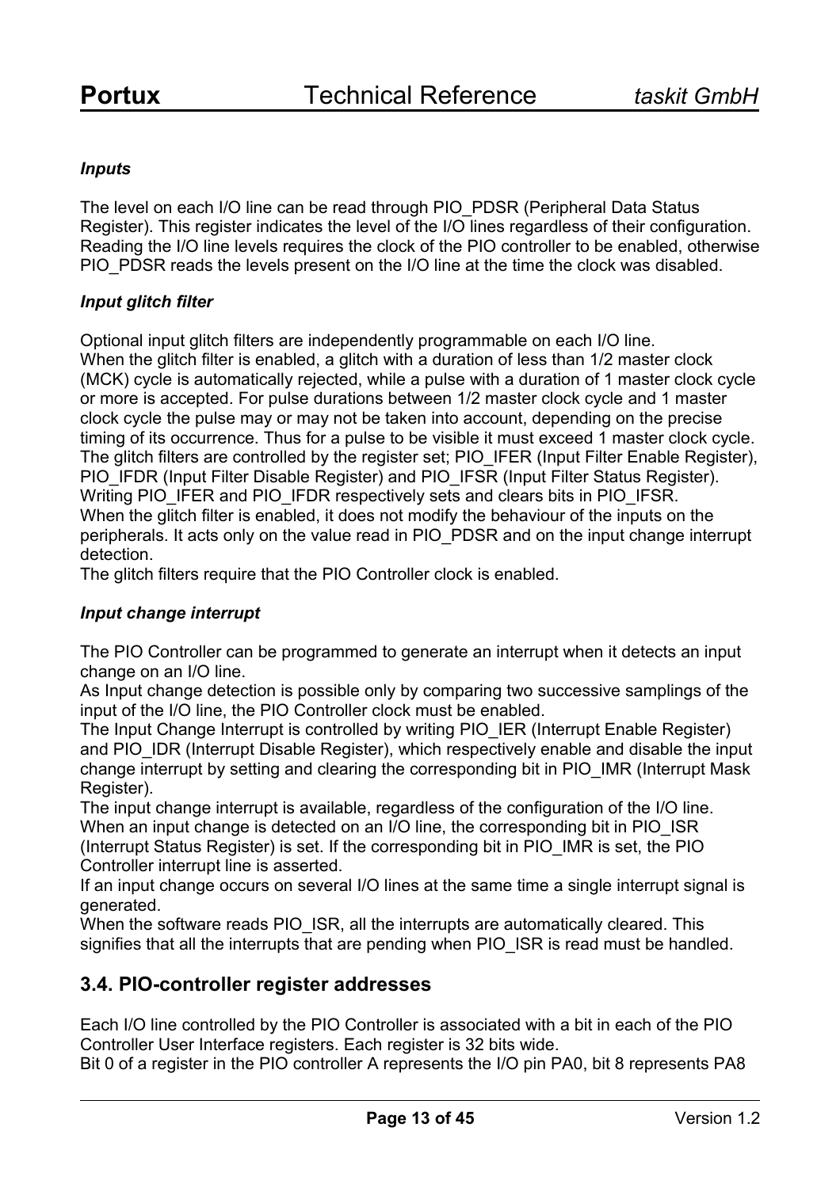### *Inputs*

The level on each I/O line can be read through PIO_PDSR (Peripheral Data Status Register). This register indicates the level of the I/O lines regardless of their configuration. Reading the I/O line levels requires the clock of the PIO controller to be enabled, otherwise PIO_PDSR reads the levels present on the I/O line at the time the clock was disabled.

### *Input glitch filter*

Optional input glitch filters are independently programmable on each I/O line.
When the glitch filter is enabled, a glitch with a duration of less than 1/2 master clock (MCK) cycle is automatically rejected, while a pulse with a duration of 1 master clock cycle or more is accepted. For pulse durations between 1/2 master clock cycle and 1 master clock cycle the pulse may or may not be taken into account, depending on the precise timing of its occurrence. Thus for a pulse to be visible it must exceed 1 master clock cycle.
The glitch filters are controlled by the register set; PIO_IFER (Input Filter Enable Register), PIO_IFDR (Input Filter Disable Register) and PIO_IFSR (Input Filter Status Register).
Writing PIO_IFER and PIO_IFDR respectively sets and clears bits in PIO_IFSR.
When the glitch filter is enabled, it does not modify the behaviour of the inputs on the peripherals. It acts only on the value read in PIO_PDSR and on the input change interrupt detection.
The glitch filters require that the PIO Controller clock is enabled.

### *Input change interrupt*

The PIO Controller can be programmed to generate an interrupt when it detects an input change on an I/O line.
As Input change detection is possible only by comparing two successive samplings of the input of the I/O line, the PIO Controller clock must be enabled.
The Input Change Interrupt is controlled by writing PIO_IER (Interrupt Enable Register) and PIO_IDR (Interrupt Disable Register), which respectively enable and disable the input change interrupt by setting and clearing the corresponding bit in PIO_IMR (Interrupt Mask Register).
The input change interrupt is available, regardless of the configuration of the I/O line.
When an input change is detected on an I/O line, the corresponding bit in PIO_ISR (Interrupt Status Register) is set. If the corresponding bit in PIO_IMR is set, the PIO Controller interrupt line is asserted.
If an input change occurs on several I/O lines at the same time a single interrupt signal is generated.
When the software reads PIO_ISR, all the interrupts are automatically cleared. This signifies that all the interrupts that are pending when PIO_ISR is read must be handled.

## 3.4. PIO-controller register addresses

Each I/O line controlled by the PIO Controller is associated with a bit in each of the PIO Controller User Interface registers. Each register is 32 bits wide.
Bit 0 of a register in the PIO controller A represents the I/O pin PA0, bit 8 represents PA8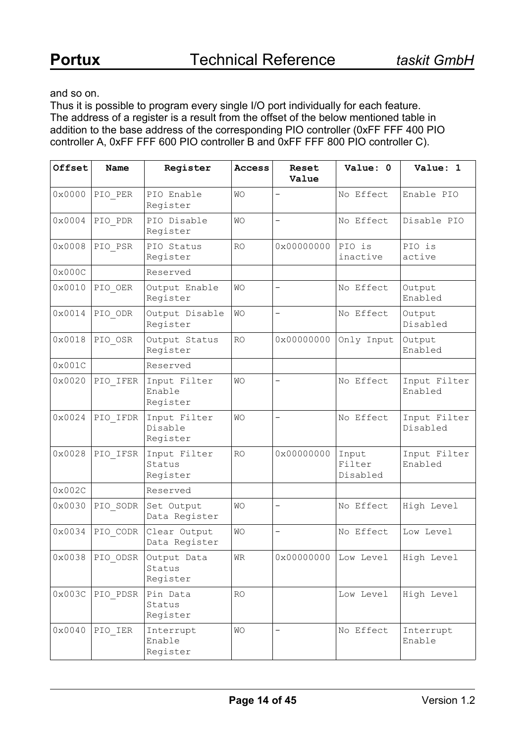and so on.
Thus it is possible to program every single I/O port individually for each feature.
The address of a register is a result from the offset of the below mentioned table in addition to the base address of the corresponding PIO controller (0xFF FFF 400 PIO controller A, 0xFF FFF 600 PIO controller B and 0xFF FFF 800 PIO controller C).

| Offset | Name | Register | Access | Reset Value | Value: 0 | Value: 1 |
|---|---|---|---|---|---|---|
| 0x0000 | PIO_PER | PIO Enable Register | WO | - | No Effect | Enable PIO |
| 0x0004 | PIO_PDR | PIO Disable Register | WO | - | No Effect | Disable PIO |
| 0x0008 | PIO_PSR | PIO Status Register | RO | 0x00000000 | PIO is inactive | PIO is active |
| 0x000C | | Reserved | | | | |
| 0x0010 | PIO_OER | Output Enable Register | WO | - | No Effect | Output Enabled |
| 0x0014 | PIO_ODR | Output Disable Register | WO | - | No Effect | Output Disabled |
| 0x0018 | PIO_OSR | Output Status Register | RO | 0x00000000 | Only Input | Output Enabled |
| 0x001C | | Reserved | | | | |
| 0x0020 | PIO_IFER | Input Filter Enable Register | WO | - | No Effect | Input Filter Enabled |
| 0x0024 | PIO_IFDR | Input Filter Disable Register | WO | - | No Effect | Input Filter Disabled |
| 0x0028 | PIO_IFSR | Input Filter Status Register | RO | 0x00000000 | Input Filter Disabled | Input Filter Enabled |
| 0x002C | | Reserved | | | | |
| 0x0030 | PIO_SODR | Set Output Data Register | WO | - | No Effect | High Level |
| 0x0034 | PIO_CODR | Clear Output Data Register | WO | - | No Effect | Low Level |
| 0x0038 | PIO_ODSR | Output Data Status Register | WR | 0x00000000 | Low Level | High Level |
| 0x003C | PIO_PDSR | Pin Data Status Register | RO | | Low Level | High Level |
| 0x0040 | PIO_IER | Interrupt Enable Register | WO | - | No Effect | Interrupt Enable |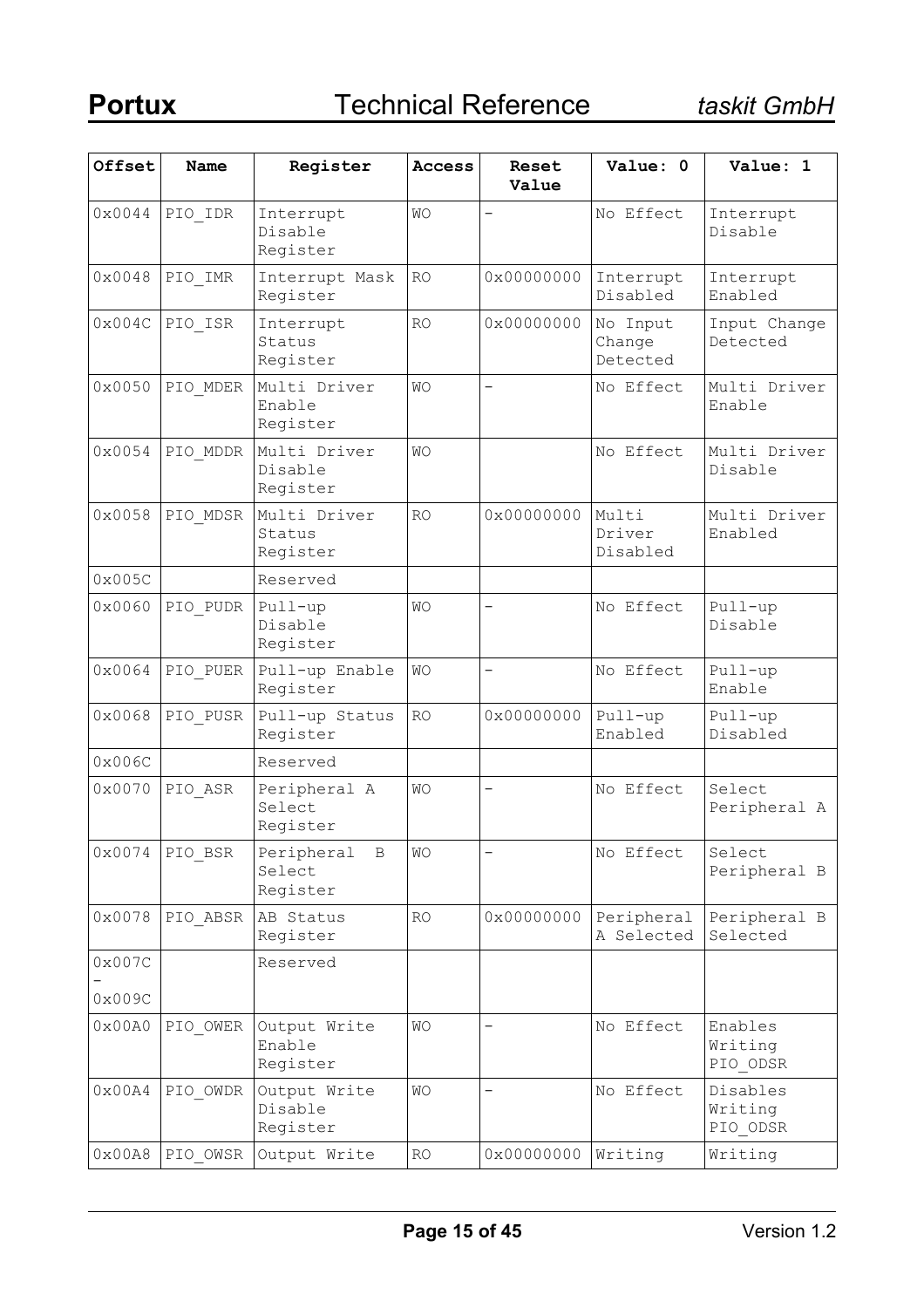| Offset | Name | Register | Access | Reset Value | Value: 0 | Value: 1 |
|---|---|---|---|---|---|---|
| 0x0044 | PIO_IDR | Interrupt Disable Register | WO | - | No Effect | Interrupt Disable |
| 0x0048 | PIO_IMR | Interrupt Mask Register | RO | 0x00000000 | Interrupt Disabled | Interrupt Enabled |
| 0x004C | PIO_ISR | Interrupt Status Register | RO | 0x00000000 | No Input Change Detected | Input Change Detected |
| 0x0050 | PIO_MDER | Multi Driver Enable Register | WO | - | No Effect | Multi Driver Enable |
| 0x0054 | PIO_MDDR | Multi Driver Disable Register | WO | | No Effect | Multi Driver Disable |
| 0x0058 | PIO_MDSR | Multi Driver Status Register | RO | 0x00000000 | Multi Driver Disabled | Multi Driver Enabled |
| 0x005C | | Reserved | | | | |
| 0x0060 | PIO_PUDR | Pull-up Disable Register | WO | - | No Effect | Pull-up Disable |
| 0x0064 | PIO_PUER | Pull-up Enable Register | WO | - | No Effect | Pull-up Enable |
| 0x0068 | PIO_PUSR | Pull-up Status Register | RO | 0x00000000 | Pull-up Enabled | Pull-up Disabled |
| 0x006C | | Reserved | | | | |
| 0x0070 | PIO_ASR | Peripheral A Select Register | WO | - | No Effect | Select Peripheral A |
| 0x0074 | PIO_BSR | Peripheral B Select Register | WO | - | No Effect | Select Peripheral B |
| 0x0078 | PIO_ABSR | AB Status Register | RO | 0x00000000 | Peripheral A Selected | Peripheral B Selected |
| 0x007C – 0x009C | | Reserved | | | | |
| 0x00A0 | PIO_OWER | Output Write Enable Register | WO | - | No Effect | Enables Writing PIO_ODSR |
| 0x00A4 | PIO_OWDR | Output Write Disable Register | WO | - | No Effect | Disables Writing PIO_ODSR |
| 0x00A8 | PIO_OWSR | Output Write | RO | 0x00000000 | Writing | Writing |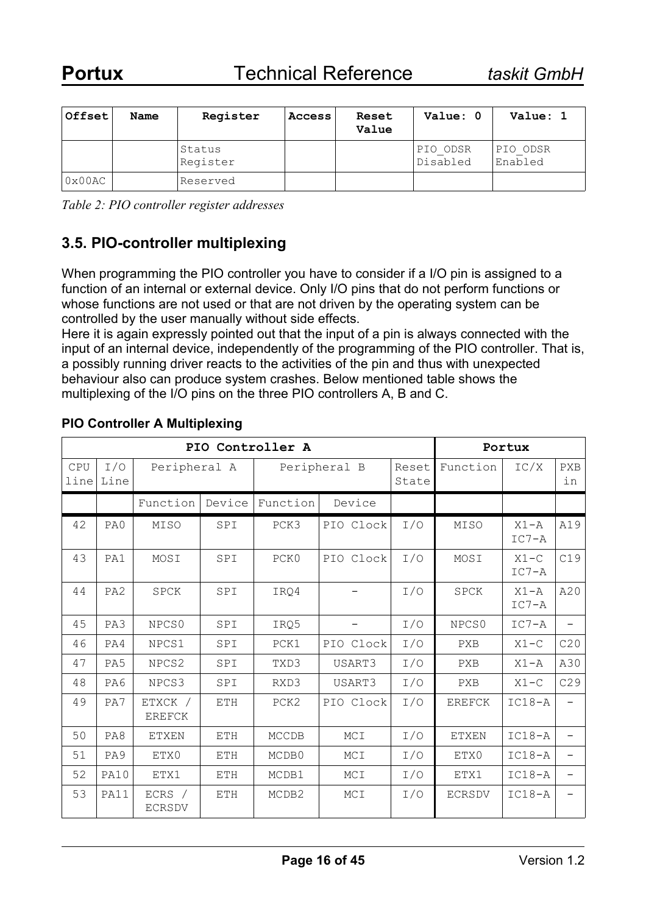| Offset | Name | Register | Access | Reset Value | Value: 0 | Value: 1 |
|---|---|---|---|---|---|---|
| | | Status Register | | | PIO_ODSR Disabled | PIO_ODSR Enabled |
| 0x00AC | | Reserved | | | | |

*Table 2: PIO controller register addresses*

## 3.5. PIO-controller multiplexing

When programming the PIO controller you have to consider if a I/O pin is assigned to a function of an internal or external device. Only I/O pins that do not perform functions or whose functions are not used or that are not driven by the operating system can be controlled by the user manually without side effects.
Here it is again expressly pointed out that the input of a pin is always connected with the input of an internal device, independently of the programming of the PIO controller. That is, a possibly running driver reacts to the activities of the pin and thus with unexpected behaviour also can produce system crashes. Below mentioned table shows the multiplexing of the I/O pins on the three PIO controllers A, B and C.

### PIO Controller A Multiplexing

| PIO Controller A | | | | | | | Portux | | |
|---|---|---|---|---|---|---|---|---|---|
| CPU line | I/O Line | Peripheral A | | Peripheral B | | Reset State | Function | IC/X | PXB in |
| | | Function | Device | Function | Device | | | | |
| 42 | PA0 | MISO | SPI | PCK3 | PIO Clock | I/O | MISO | X1-A IC7-A | A19 |
| 43 | PA1 | MOSI | SPI | PCK0 | PIO Clock | I/O | MOSI | X1-C IC7-A | C19 |
| 44 | PA2 | SPCK | SPI | IRQ4 | - | I/O | SPCK | X1-A IC7-A | A20 |
| 45 | PA3 | NPCS0 | SPI | IRQ5 | - | I/O | NPCS0 | IC7-A | - |
| 46 | PA4 | NPCS1 | SPI | PCK1 | PIO Clock | I/O | PXB | X1-C | C20 |
| 47 | PA5 | NPCS2 | SPI | TXD3 | USART3 | I/O | PXB | X1-A | A30 |
| 48 | PA6 | NPCS3 | SPI | RXD3 | USART3 | I/O | PXB | X1-C | C29 |
| 49 | PA7 | ETXCK / EREFCK | ETH | PCK2 | PIO Clock | I/O | EREFCK | IC18-A | - |
| 50 | PA8 | ETXEN | ETH | MCCDB | MCI | I/O | ETXEN | IC18-A | - |
| 51 | PA9 | ETX0 | ETH | MCDB0 | MCI | I/O | ETX0 | IC18-A | - |
| 52 | PA10 | ETX1 | ETH | MCDB1 | MCI | I/O | ETX1 | IC18-A | - |
| 53 | PA11 | ECRS / ECRSDV | ETH | MCDB2 | MCI | I/O | ECRSDV | IC18-A | - |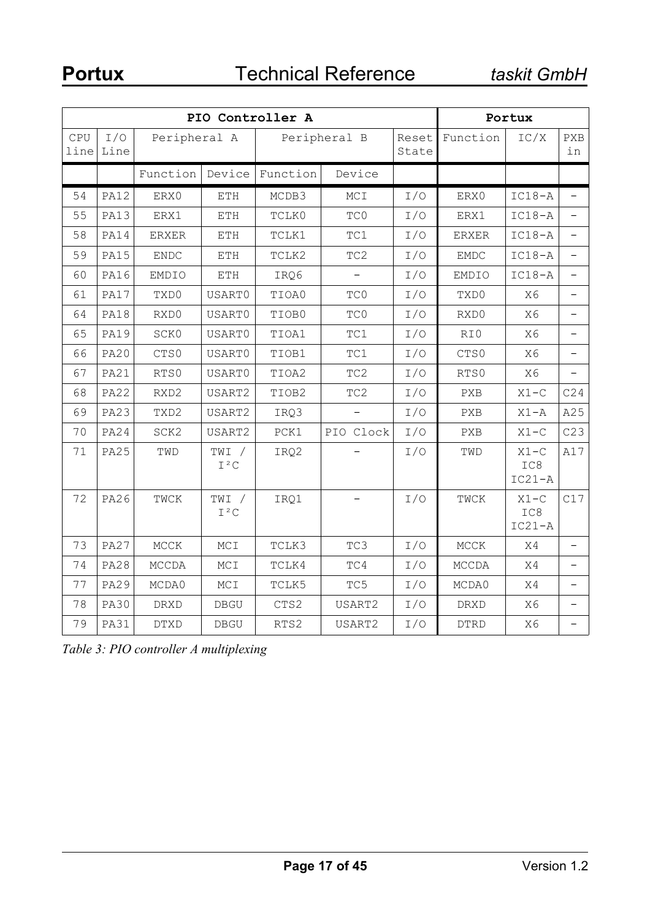| PIO Controller A | | | | | | | Portux | | |
|---|---|---|---|---|---|---|---|---|---|
| CPU line | I/O Line | Peripheral A | | Peripheral B | | Reset State | Function | IC/X | PXB in |
| | | Function | Device | Function | Device | | | | |
| 54 | PA12 | ERX0 | ETH | MCDB3 | MCI | I/O | ERX0 | IC18-A | - |
| 55 | PA13 | ERX1 | ETH | TCLK0 | TC0 | I/O | ERX1 | IC18-A | - |
| 58 | PA14 | ERXER | ETH | TCLK1 | TC1 | I/O | ERXER | IC18-A | - |
| 59 | PA15 | ENDC | ETH | TCLK2 | TC2 | I/O | EMDC | IC18-A | - |
| 60 | PA16 | EMDIO | ETH | IRQ6 | - | I/O | EMDIO | IC18-A | - |
| 61 | PA17 | TXD0 | USART0 | TIOA0 | TC0 | I/O | TXD0 | X6 | - |
| 64 | PA18 | RXD0 | USART0 | TIOB0 | TC0 | I/O | RXD0 | X6 | - |
| 65 | PA19 | SCK0 | USART0 | TIOA1 | TC1 | I/O | RI0 | X6 | - |
| 66 | PA20 | CTS0 | USART0 | TIOB1 | TC1 | I/O | CTS0 | X6 | - |
| 67 | PA21 | RTS0 | USART0 | TIOA2 | TC2 | I/O | RTS0 | X6 | - |
| 68 | PA22 | RXD2 | USART2 | TIOB2 | TC2 | I/O | PXB | X1-C | C24 |
| 69 | PA23 | TXD2 | USART2 | IRQ3 | - | I/O | PXB | X1-A | A25 |
| 70 | PA24 | SCK2 | USART2 | PCK1 | PIO Clock | I/O | PXB | X1-C | C23 |
| 71 | PA25 | TWD | TWI / I²C | IRQ2 | - | I/O | TWD | X1-C IC8 IC21-A | A17 |
| 72 | PA26 | TWCK | TWI / I²C | IRQ1 | - | I/O | TWCK | X1-C IC8 IC21-A | C17 |
| 73 | PA27 | MCCK | MCI | TCLK3 | TC3 | I/O | MCCK | X4 | - |
| 74 | PA28 | MCCDA | MCI | TCLK4 | TC4 | I/O | MCCDA | X4 | - |
| 77 | PA29 | MCDA0 | MCI | TCLK5 | TC5 | I/O | MCDA0 | X4 | - |
| 78 | PA30 | DRXD | DBGU | CTS2 | USART2 | I/O | DRXD | X6 | - |
| 79 | PA31 | DTXD | DBGU | RTS2 | USART2 | I/O | DTRD | X6 | - |

*Table 3: PIO controller A multiplexing*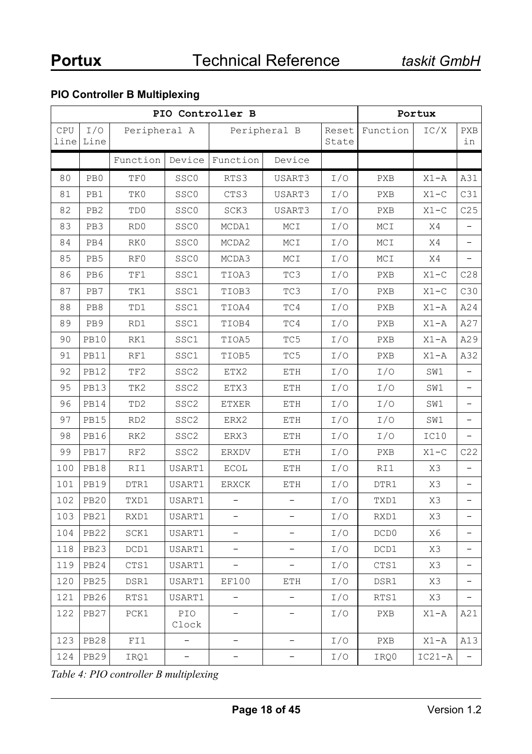### PIO Controller B Multiplexing

| PIO Controller B | | | | | | | Portux | | |
|---|---|---|---|---|---|---|---|---|---|
| CPU line | I/O Line | Peripheral A | | Peripheral B | | Reset State | Function | IC/X | PXB in |
| | | Function | Device | Function | Device | | | | |
| 80 | PB0 | TF0 | SSC0 | RTS3 | USART3 | I/O | PXB | X1-A | A31 |
| 81 | PB1 | TK0 | SSC0 | CTS3 | USART3 | I/O | PXB | X1-C | C31 |
| 82 | PB2 | TD0 | SSC0 | SCK3 | USART3 | I/O | PXB | X1-C | C25 |
| 83 | PB3 | RD0 | SSC0 | MCDA1 | MCI | I/O | MCI | X4 | - |
| 84 | PB4 | RK0 | SSC0 | MCDA2 | MCI | I/O | MCI | X4 | - |
| 85 | PB5 | RF0 | SSC0 | MCDA3 | MCI | I/O | MCI | X4 | - |
| 86 | PB6 | TF1 | SSC1 | TIOA3 | TC3 | I/O | PXB | X1-C | C28 |
| 87 | PB7 | TK1 | SSC1 | TIOB3 | TC3 | I/O | PXB | X1-C | C30 |
| 88 | PB8 | TD1 | SSC1 | TIOA4 | TC4 | I/O | PXB | X1-A | A24 |
| 89 | PB9 | RD1 | SSC1 | TIOB4 | TC4 | I/O | PXB | X1-A | A27 |
| 90 | PB10 | RK1 | SSC1 | TIOA5 | TC5 | I/O | PXB | X1-A | A29 |
| 91 | PB11 | RF1 | SSC1 | TIOB5 | TC5 | I/O | PXB | X1-A | A32 |
| 92 | PB12 | TF2 | SSC2 | ETX2 | ETH | I/O | I/O | SW1 | - |
| 95 | PB13 | TK2 | SSC2 | ETX3 | ETH | I/O | I/O | SW1 | - |
| 96 | PB14 | TD2 | SSC2 | ETXER | ETH | I/O | I/O | SW1 | - |
| 97 | PB15 | RD2 | SSC2 | ERX2 | ETH | I/O | I/O | SW1 | - |
| 98 | PB16 | RK2 | SSC2 | ERX3 | ETH | I/O | I/O | IC10 | - |
| 99 | PB17 | RF2 | SSC2 | ERXDV | ETH | I/O | PXB | X1-C | C22 |
| 100 | PB18 | RI1 | USART1 | ECOL | ETH | I/O | RI1 | X3 | - |
| 101 | PB19 | DTR1 | USART1 | ERXCK | ETH | I/O | DTR1 | X3 | - |
| 102 | PB20 | TXD1 | USART1 | - | - | I/O | TXD1 | X3 | - |
| 103 | PB21 | RXD1 | USART1 | - | - | I/O | RXD1 | X3 | - |
| 104 | PB22 | SCK1 | USART1 | - | - | I/O | DCD0 | X6 | - |
| 118 | PB23 | DCD1 | USART1 | - | - | I/O | DCD1 | X3 | - |
| 119 | PB24 | CTS1 | USART1 | - | - | I/O | CTS1 | X3 | - |
| 120 | PB25 | DSR1 | USART1 | EF100 | ETH | I/O | DSR1 | X3 | - |
| 121 | PB26 | RTS1 | USART1 | - | - | I/O | RTS1 | X3 | - |
| 122 | PB27 | PCK1 | PIO Clock | - | - | I/O | PXB | X1-A | A21 |
| 123 | PB28 | FI1 | - | - | - | I/O | PXB | X1-A | A13 |
| 124 | PB29 | IRQ1 | - | - | - | I/O | IRQ0 | IC21-A | - |

*Table 4: PIO controller B multiplexing*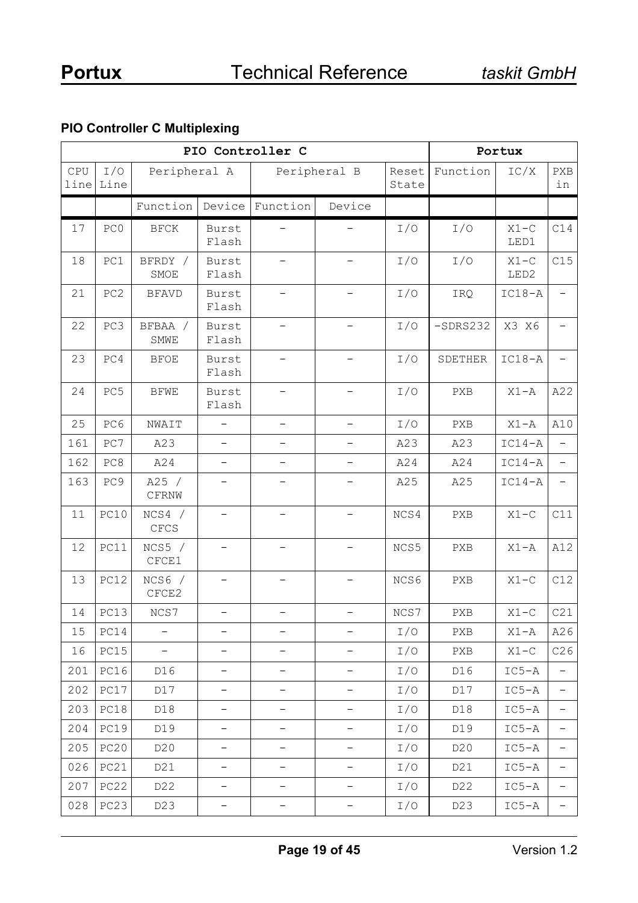### PIO Controller C Multiplexing

| PIO Controller C | | | | | | | Portux | | |
|---|---|---|---|---|---|---|---|---|---|
| CPU line | I/O Line | Peripheral A | | Peripheral B | | Reset State | Function | IC/X | PXB in |
| | | Function | Device | Function | Device | | | | |
| 17 | PC0 | BFCK | Burst Flash | - | - | I/O | I/O | X1-C LED1 | C14 |
| 18 | PC1 | BFRDY / SMOE | Burst Flash | - | - | I/O | I/O | X1-C LED2 | C15 |
| 21 | PC2 | BFAVD | Burst Flash | - | - | I/O | IRQ | IC18-A | - |
| 22 | PC3 | BFBAA / SMWE | Burst Flash | - | - | I/O | -SDRS232 | X3 X6 | - |
| 23 | PC4 | BFOE | Burst Flash | - | - | I/O | SDETHER | IC18-A | - |
| 24 | PC5 | BFWE | Burst Flash | - | - | I/O | PXB | X1-A | A22 |
| 25 | PC6 | NWAIT | - | - | - | I/O | PXB | X1-A | A10 |
| 161 | PC7 | A23 | - | - | - | A23 | A23 | IC14-A | - |
| 162 | PC8 | A24 | - | - | - | A24 | A24 | IC14-A | - |
| 163 | PC9 | A25 / CFRNW | - | - | - | A25 | A25 | IC14-A | - |
| 11 | PC10 | NCS4 / CFCS | - | - | - | NCS4 | PXB | X1-C | C11 |
| 12 | PC11 | NCS5 / CFCE1 | - | - | - | NCS5 | PXB | X1-A | A12 |
| 13 | PC12 | NCS6 / CFCE2 | - | - | - | NCS6 | PXB | X1-C | C12 |
| 14 | PC13 | NCS7 | - | - | - | NCS7 | PXB | X1-C | C21 |
| 15 | PC14 | - | - | - | - | I/O | PXB | X1-A | A26 |
| 16 | PC15 | - | - | - | - | I/O | PXB | X1-C | C26 |
| 201 | PC16 | D16 | - | - | - | I/O | D16 | IC5-A | - |
| 202 | PC17 | D17 | - | - | - | I/O | D17 | IC5-A | - |
| 203 | PC18 | D18 | - | - | - | I/O | D18 | IC5-A | - |
| 204 | PC19 | D19 | - | - | - | I/O | D19 | IC5-A | - |
| 205 | PC20 | D20 | - | - | - | I/O | D20 | IC5-A | - |
| 026 | PC21 | D21 | - | - | - | I/O | D21 | IC5-A | - |
| 207 | PC22 | D22 | - | - | - | I/O | D22 | IC5-A | - |
| 028 | PC23 | D23 | - | - | - | I/O | D23 | IC5-A | - |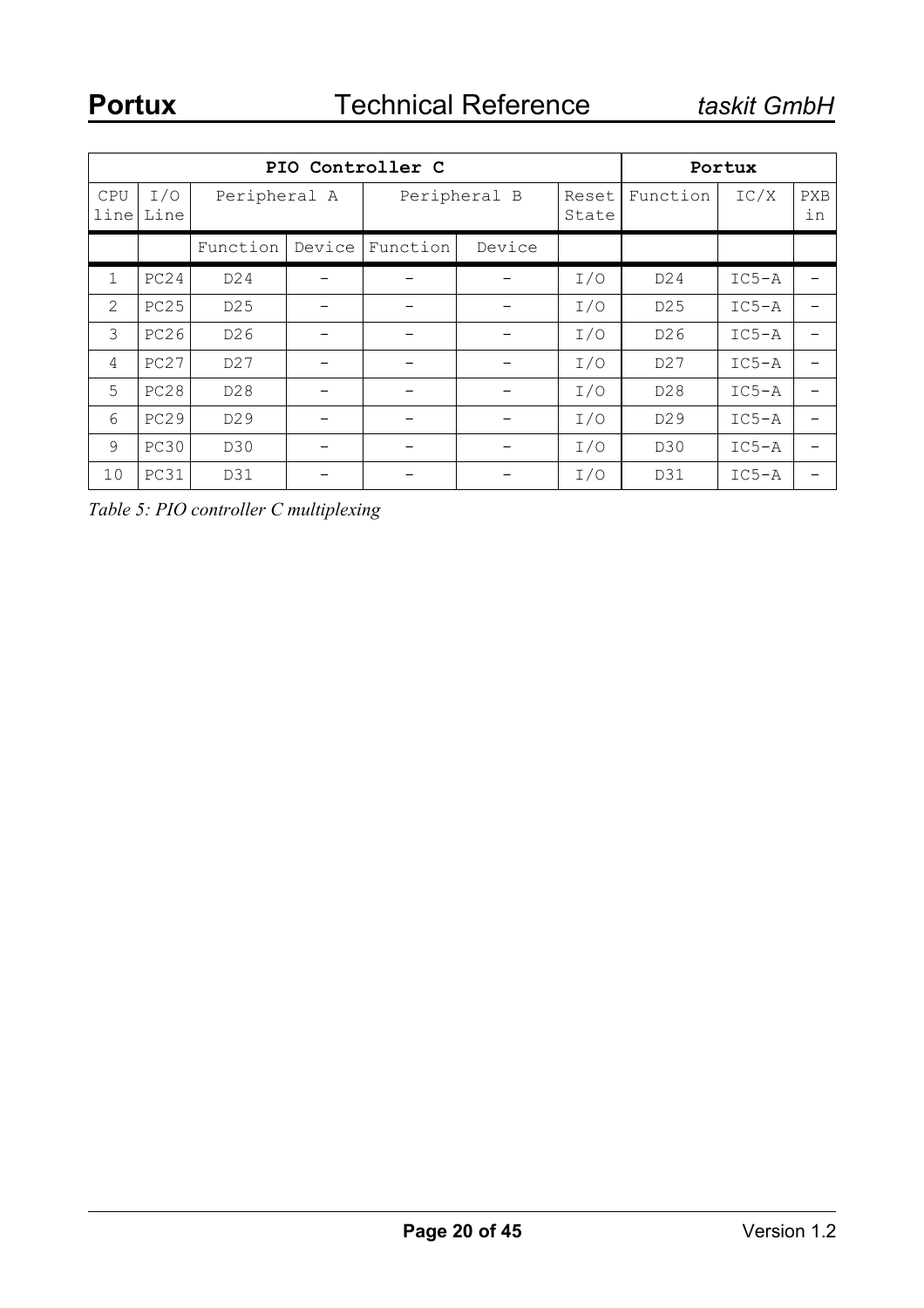| PIO Controller C | | | | | | | Portux | | |
|---|---|---|---|---|---|---|---|---|---|
| CPU line | I/O Line | Peripheral A | | Peripheral B | | Reset State | Function | IC/X | PXB in |
| | | Function | Device | Function | Device | | | | |
| 1 | PC24 | D24 | - | - | - | I/O | D24 | IC5-A | - |
| 2 | PC25 | D25 | - | - | - | I/O | D25 | IC5-A | - |
| 3 | PC26 | D26 | - | - | - | I/O | D26 | IC5-A | - |
| 4 | PC27 | D27 | - | - | - | I/O | D27 | IC5-A | - |
| 5 | PC28 | D28 | - | - | - | I/O | D28 | IC5-A | - |
| 6 | PC29 | D29 | - | - | - | I/O | D29 | IC5-A | - |
| 9 | PC30 | D30 | - | - | - | I/O | D30 | IC5-A | - |
| 10 | PC31 | D31 | - | - | - | I/O | D31 | IC5-A | - |

*Table 5: PIO controller C multiplexing*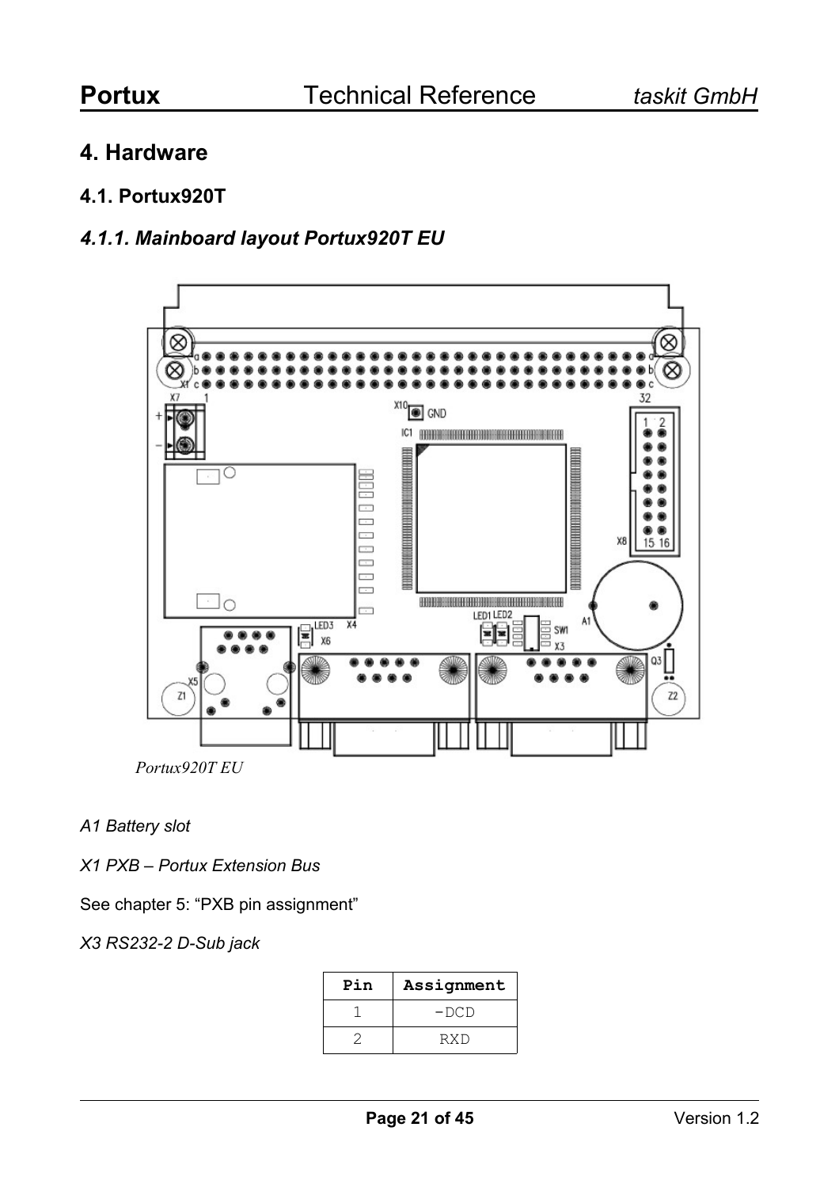# 4. Hardware

## 4.1. Portux920T

### *4.1.1. Mainboard layout Portux920T EU*

*Portux920T EU*

*A1 Battery slot*

*X1 PXB – Portux Extension Bus*

See chapter 5: "PXB pin assignment"

*X3 RS232-2 D-Sub jack*

| Pin | Assignment |
|---|---|
| 1 | -DCD |
| 2 | RXD |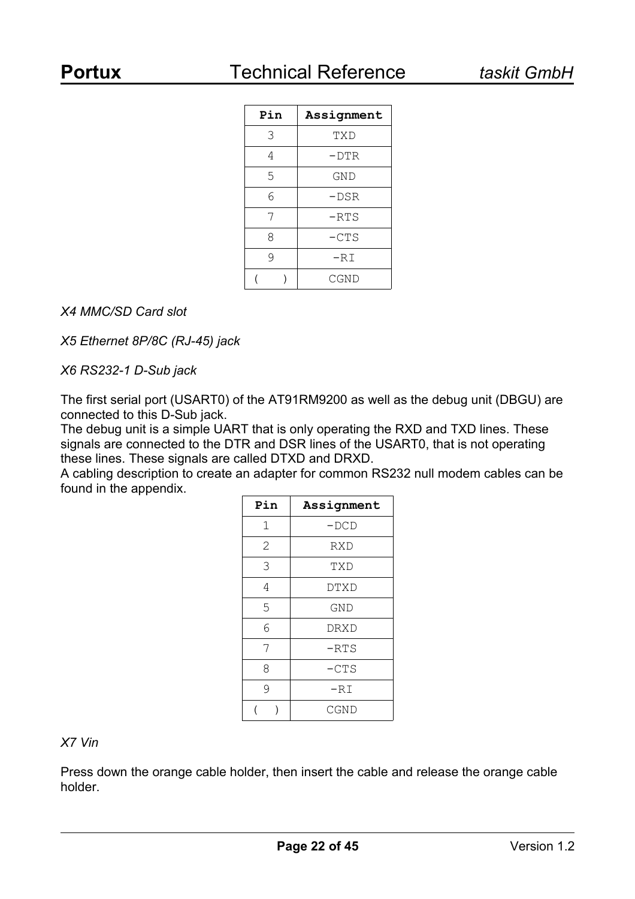| Pin | Assignment |
|---|---|
| 3 | TXD |
| 4 | -DTR |
| 5 | GND |
| 6 | -DSR |
| 7 | -RTS |
| 8 | -CTS |
| 9 | -RI |
| (  ) | CGND |

*X4 MMC/SD Card slot*

*X5 Ethernet 8P/8C (RJ-45) jack*

*X6 RS232-1 D-Sub jack*

The first serial port (USART0) of the AT91RM9200 as well as the debug unit (DBGU) are connected to this D-Sub jack.
The debug unit is a simple UART that is only operating the RXD and TXD lines. These signals are connected to the DTR and DSR lines of the USART0, that is not operating these lines. These signals are called DTXD and DRXD.
A cabling description to create an adapter for common RS232 null modem cables can be found in the appendix.

| Pin | Assignment |
|---|---|
| 1 | -DCD |
| 2 | RXD |
| 3 | TXD |
| 4 | DTXD |
| 5 | GND |
| 6 | DRXD |
| 7 | -RTS |
| 8 | -CTS |
| 9 | -RI |
| (  ) | CGND |

*X7 Vin*

Press down the orange cable holder, then insert the cable and release the orange cable holder.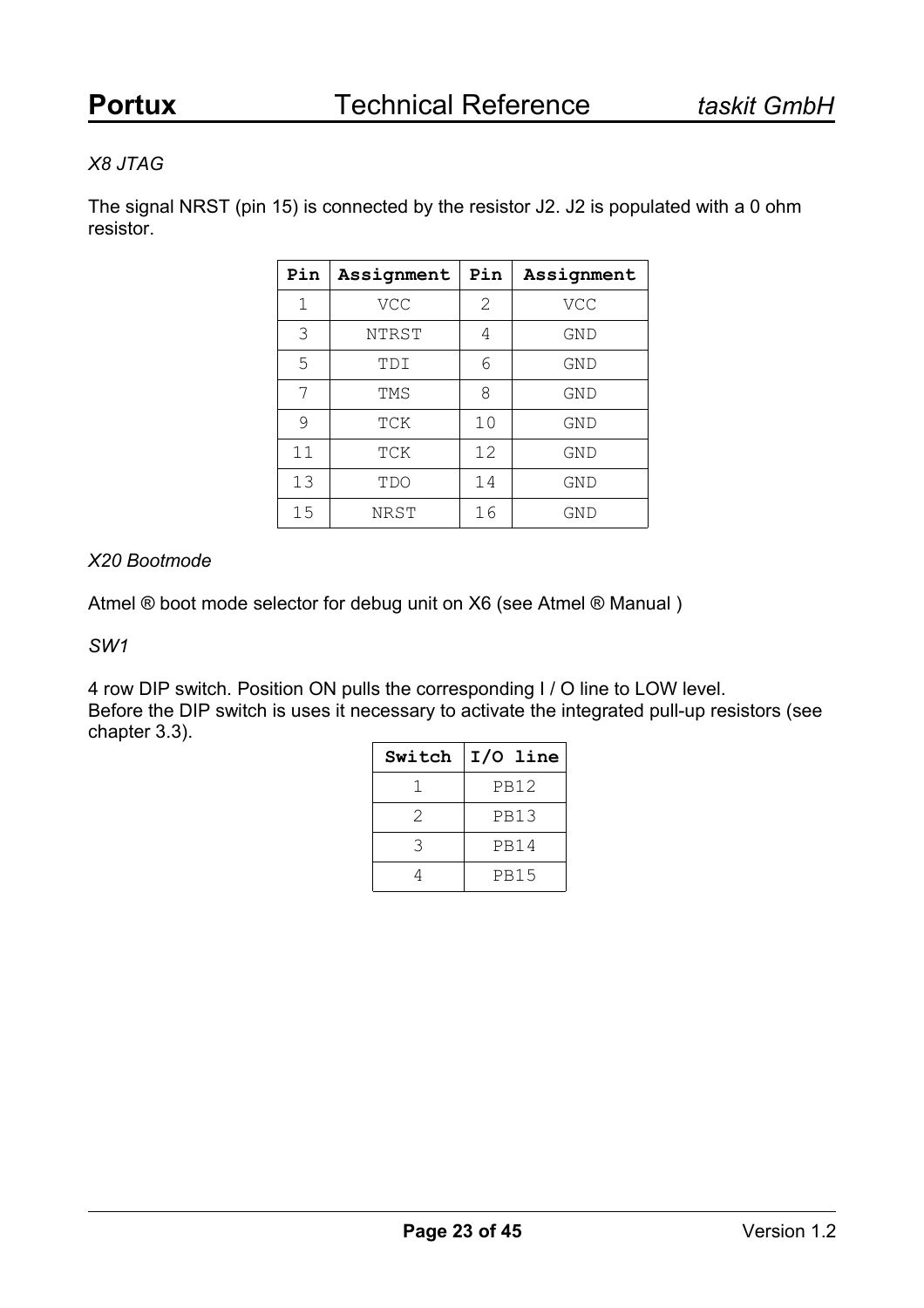*X8 JTAG*

The signal NRST (pin 15) is connected by the resistor J2. J2 is populated with a 0 ohm resistor.

| Pin | Assignment | Pin | Assignment |
|---|---|---|---|
| 1 | VCC | 2 | VCC |
| 3 | NTRST | 4 | GND |
| 5 | TDI | 6 | GND |
| 7 | TMS | 8 | GND |
| 9 | TCK | 10 | GND |
| 11 | TCK | 12 | GND |
| 13 | TDO | 14 | GND |
| 15 | NRST | 16 | GND |

*X20 Bootmode*

Atmel ® boot mode selector for debug unit on X6 (see Atmel ® Manual )

*SW1*

4 row DIP switch. Position ON pulls the corresponding I / O line to LOW level.
Before the DIP switch is uses it necessary to activate the integrated pull-up resistors (see chapter 3.3).

| Switch | I/O line |
|---|---|
| 1 | PB12 |
| 2 | PB13 |
| 3 | PB14 |
| 4 | PB15 |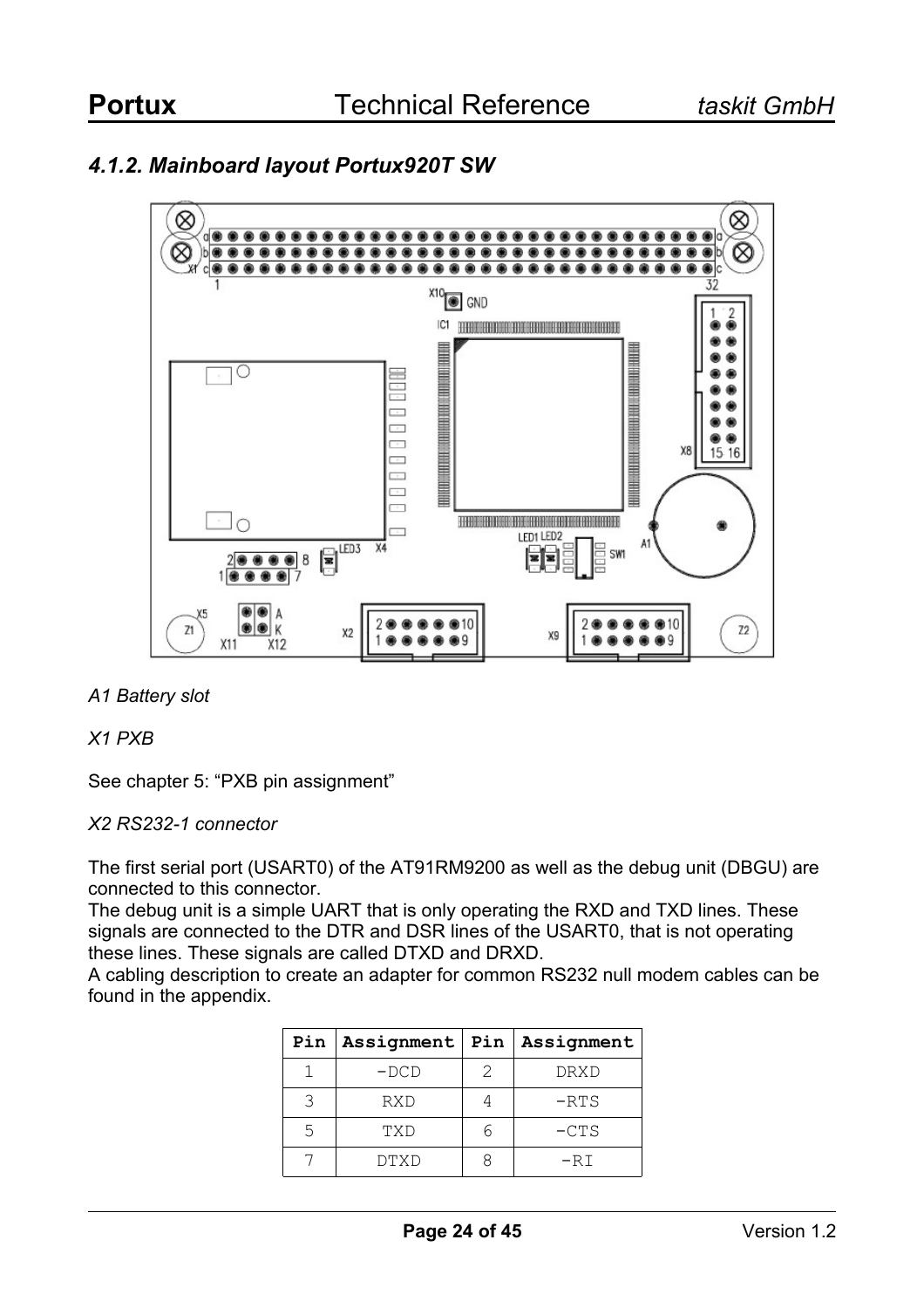### 4.1.2. Mainboard layout Portux920T SW

*A1 Battery slot*

*X1 PXB*

See chapter 5: “PXB pin assignment”

*X2 RS232-1 connector*

The first serial port (USART0) of the AT91RM9200 as well as the debug unit (DBGU) are connected to this connector.
The debug unit is a simple UART that is only operating the RXD and TXD lines. These signals are connected to the DTR and DSR lines of the USART0, that is not operating these lines. These signals are called DTXD and DRXD.
A cabling description to create an adapter for common RS232 null modem cables can be found in the appendix.

| Pin | Assignment | Pin | Assignment |
|---|---|---|---|
| 1 | -DCD | 2 | DRXD |
| 3 | RXD | 4 | -RTS |
| 5 | TXD | 6 | -CTS |
| 7 | DTXD | 8 | -RI |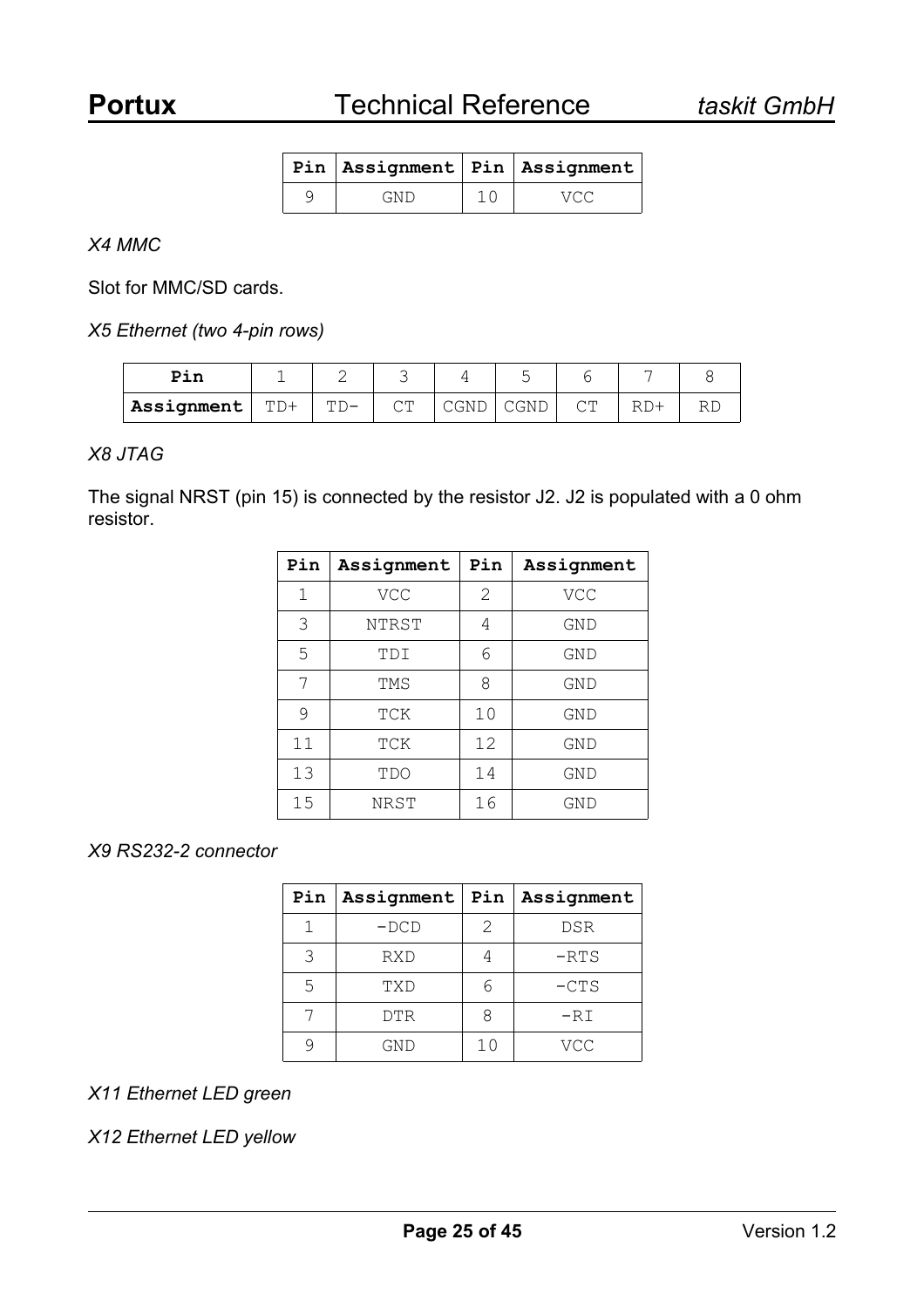| Pin | Assignment | Pin | Assignment |
|---|---|---|---|
| 9 | GND | 10 | VCC |

*X4 MMC*

Slot for MMC/SD cards.

*X5 Ethernet (two 4-pin rows)*

| Pin | 1 | 2 | 3 | 4 | 5 | 6 | 7 | 8 |
|---|---|---|---|---|---|---|---|---|
| Assignment | TD+ | TD- | CT | CGND | CGND | CT | RD+ | RD |

*X8 JTAG*

The signal NRST (pin 15) is connected by the resistor J2. J2 is populated with a 0 ohm resistor.

| Pin | Assignment | Pin | Assignment |
|---|---|---|---|
| 1 | VCC | 2 | VCC |
| 3 | NTRST | 4 | GND |
| 5 | TDI | 6 | GND |
| 7 | TMS | 8 | GND |
| 9 | TCK | 10 | GND |
| 11 | TCK | 12 | GND |
| 13 | TDO | 14 | GND |
| 15 | NRST | 16 | GND |

*X9 RS232-2 connector*

| Pin | Assignment | Pin | Assignment |
|---|---|---|---|
| 1 | -DCD | 2 | DSR |
| 3 | RXD | 4 | -RTS |
| 5 | TXD | 6 | -CTS |
| 7 | DTR | 8 | -RI |
| 9 | GND | 10 | VCC |

*X11 Ethernet LED green*

*X12 Ethernet LED yellow*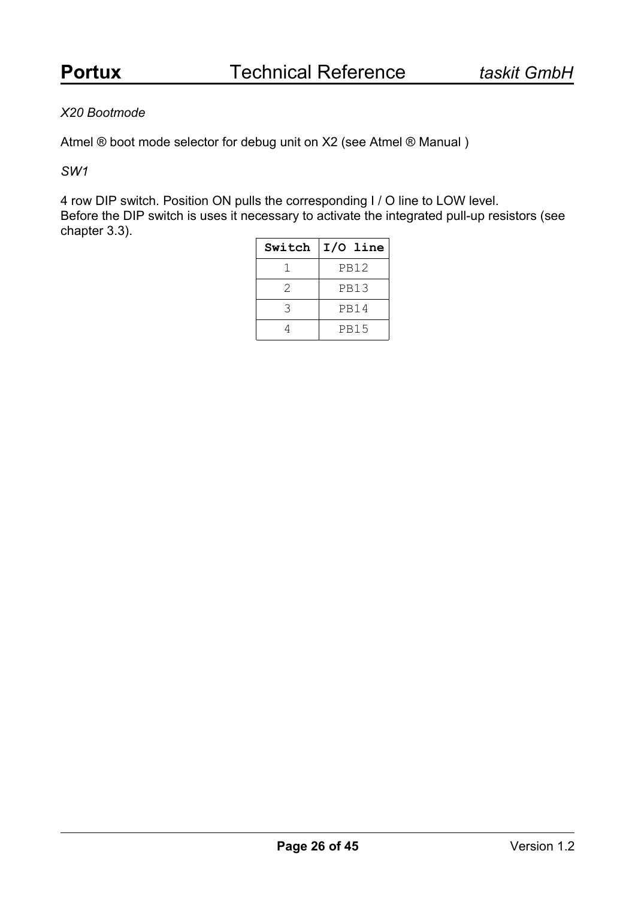*X20 Bootmode*

Atmel ® boot mode selector for debug unit on X2 (see Atmel ® Manual )

*SW1*

4 row DIP switch. Position ON pulls the corresponding I / O line to LOW level.
Before the DIP switch is uses it necessary to activate the integrated pull-up resistors (see chapter 3.3).

| Switch | I/O line |
|---|---|
| 1 | PB12 |
| 2 | PB13 |
| 3 | PB14 |
| 4 | PB15 |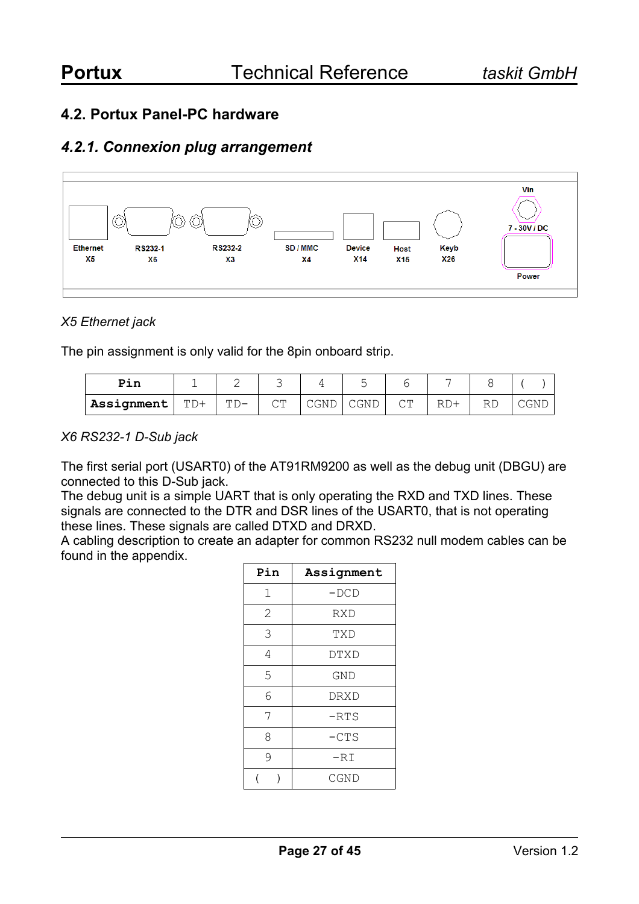## 4.2. Portux Panel-PC hardware

### *4.2.1. Connexion plug arrangement*

Ethernet X5 | RS232-1 X6 | RS232-2 X3 | SD / MMC X4 | Device X14 | Host X15 | Keyb X26 | Vin 7 - 30V / DC | Power

*X5 Ethernet jack*

The pin assignment is only valid for the 8pin onboard strip.

| Pin | 1 | 2 | 3 | 4 | 5 | 6 | 7 | 8 | ( ) |
|---|---|---|---|---|---|---|---|---|---|
| Assignment | TD+ | TD- | CT | CGND | CGND | CT | RD+ | RD | CGND |

*X6 RS232-1 D-Sub jack*

The first serial port (USART0) of the AT91RM9200 as well as the debug unit (DBGU) are connected to this D-Sub jack.
The debug unit is a simple UART that is only operating the RXD and TXD lines. These signals are connected to the DTR and DSR lines of the USART0, that is not operating these lines. These signals are called DTXD and DRXD.
A cabling description to create an adapter for common RS232 null modem cables can be found in the appendix.

| Pin | Assignment |
|---|---|
| 1 | -DCD |
| 2 | RXD |
| 3 | TXD |
| 4 | DTXD |
| 5 | GND |
| 6 | DRXD |
| 7 | -RTS |
| 8 | -CTS |
| 9 | -RI |
| ( ) | CGND |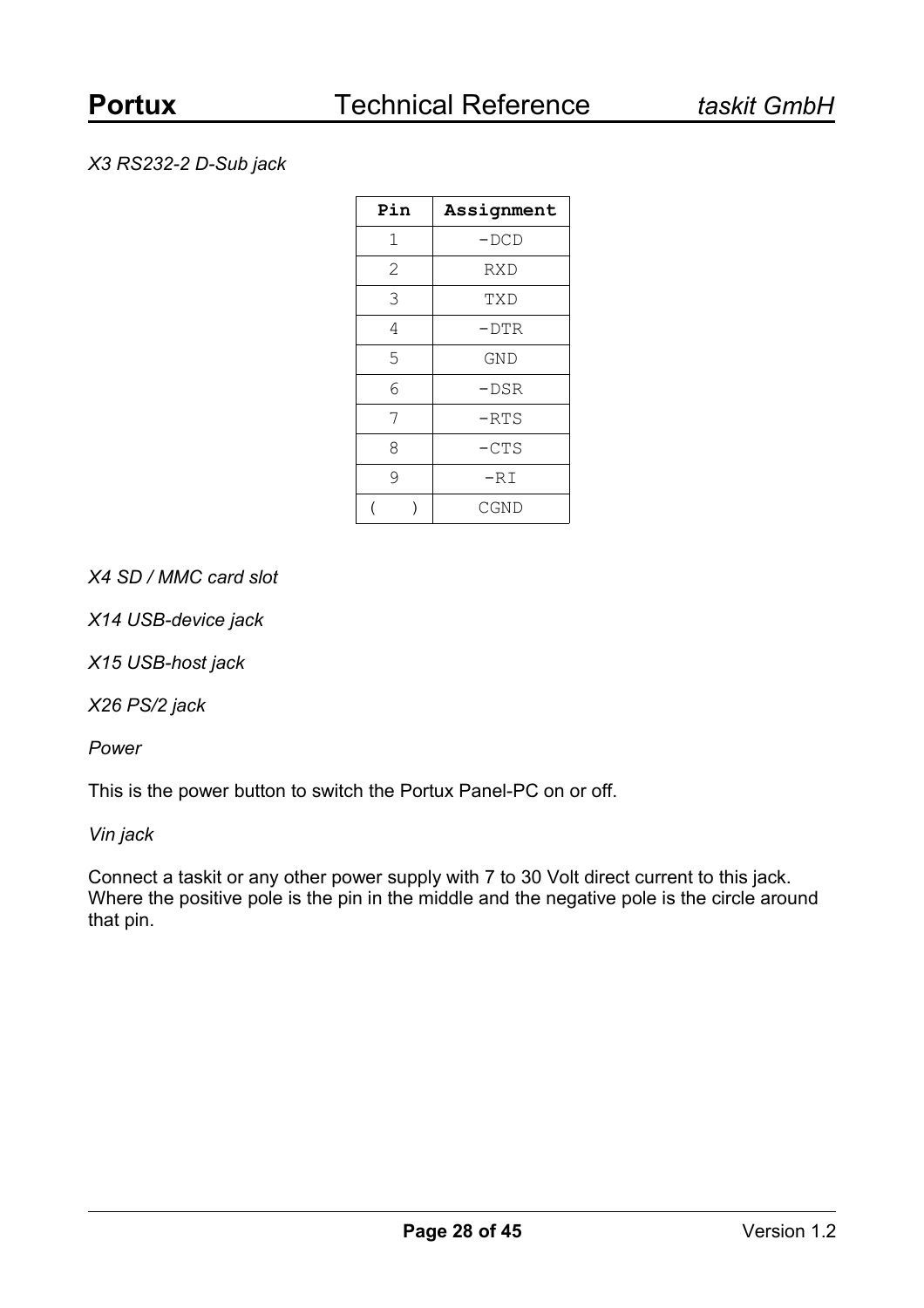*X3 RS232-2 D-Sub jack*

| Pin | Assignment |
|---|---|
| 1 | -DCD |
| 2 | RXD |
| 3 | TXD |
| 4 | -DTR |
| 5 | GND |
| 6 | -DSR |
| 7 | -RTS |
| 8 | -CTS |
| 9 | -RI |
| (   ) | CGND |

*X4 SD / MMC card slot*

*X14 USB-device jack*

*X15 USB-host jack*

*X26 PS/2 jack*

*Power*

This is the power button to switch the Portux Panel-PC on or off.

*Vin jack*

Connect a taskit or any other power supply with 7 to 30 Volt direct current to this jack. Where the positive pole is the pin in the middle and the negative pole is the circle around that pin.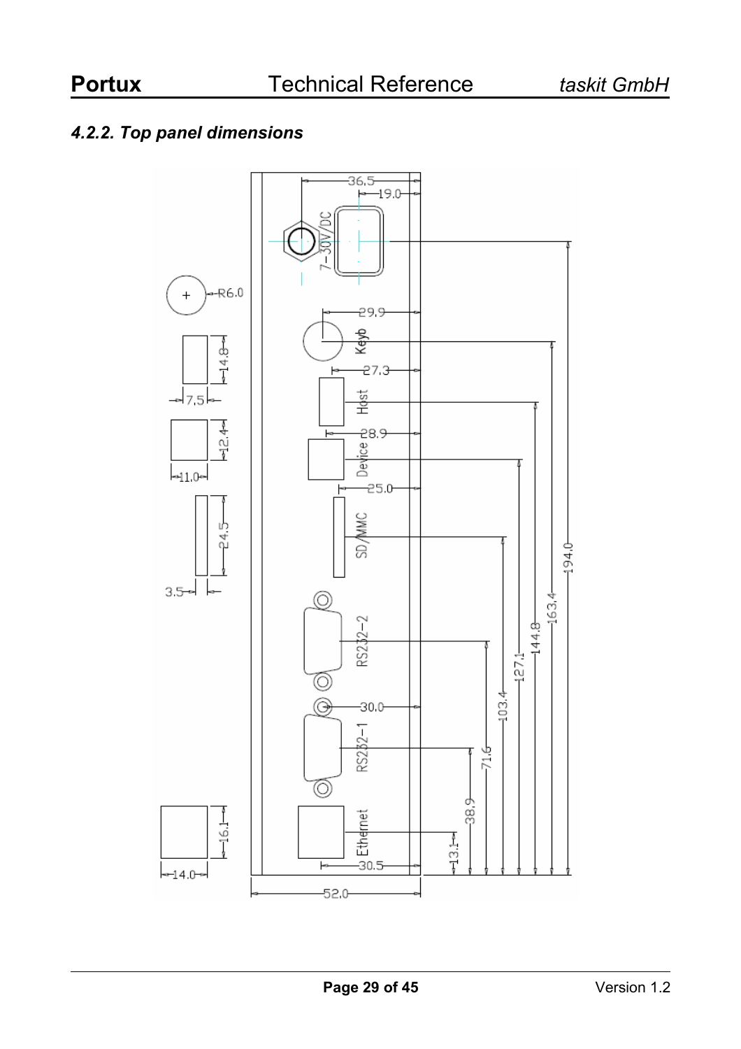### 4.2.2. Top panel dimensions

7-30V/DC

Keyb

Host

Device

SD/MMC

RS232-2

RS232-1

Ethernet

R6.0

14.8

7.5

12.4

11.0

24.5

3.5

16.1

14.0

36.5

19.0

29.9

27.3

28.9

25.0

30.0

30.5

52.0

13.1

38.9

71.6

103.4

127.1

144.8

163.4

194.0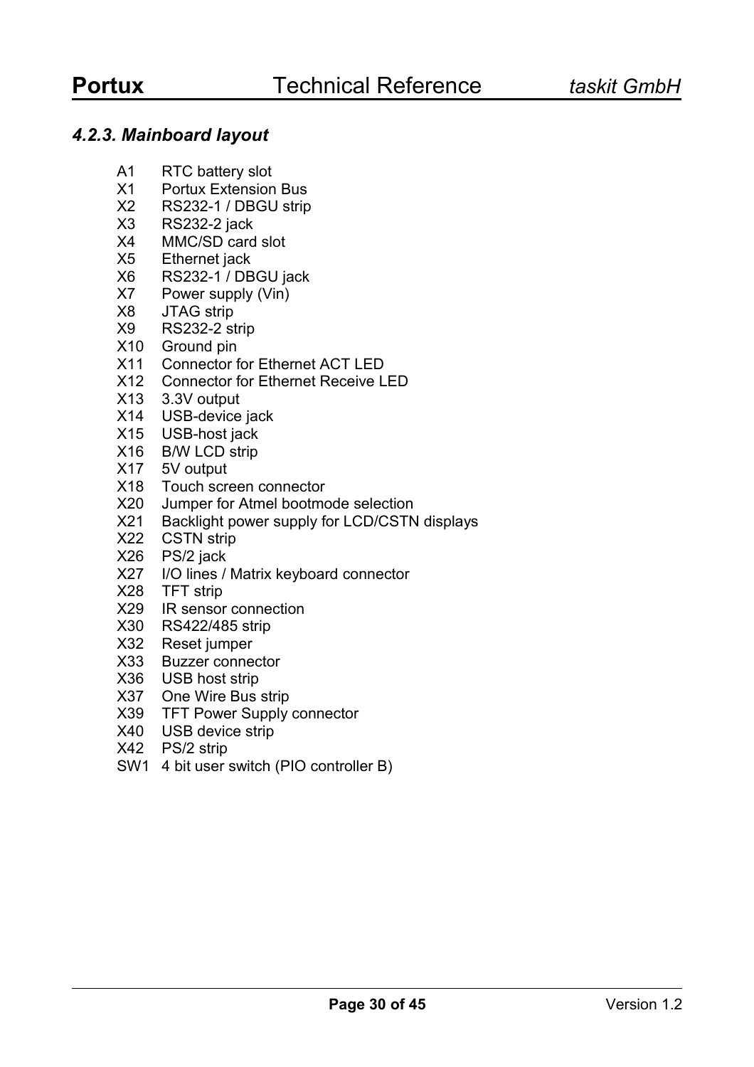### *4.2.3. Mainboard layout*

A1 RTC battery slot
X1 Portux Extension Bus
X2 RS232-1 / DBGU strip
X3 RS232-2 jack
X4 MMC/SD card slot
X5 Ethernet jack
X6 RS232-1 / DBGU jack
X7 Power supply (Vin)
X8 JTAG strip
X9 RS232-2 strip
X10 Ground pin
X11 Connector for Ethernet ACT LED
X12 Connector for Ethernet Receive LED
X13 3.3V output
X14 USB-device jack
X15 USB-host jack
X16 B/W LCD strip
X17 5V output
X18 Touch screen connector
X20 Jumper for Atmel bootmode selection
X21 Backlight power supply for LCD/CSTN displays
X22 CSTN strip
X26 PS/2 jack
X27 I/O lines / Matrix keyboard connector
X28 TFT strip
X29 IR sensor connection
X30 RS422/485 strip
X32 Reset jumper
X33 Buzzer connector
X36 USB host strip
X37 One Wire Bus strip
X39 TFT Power Supply connector
X40 USB device strip
X42 PS/2 strip
SW1 4 bit user switch (PIO controller B)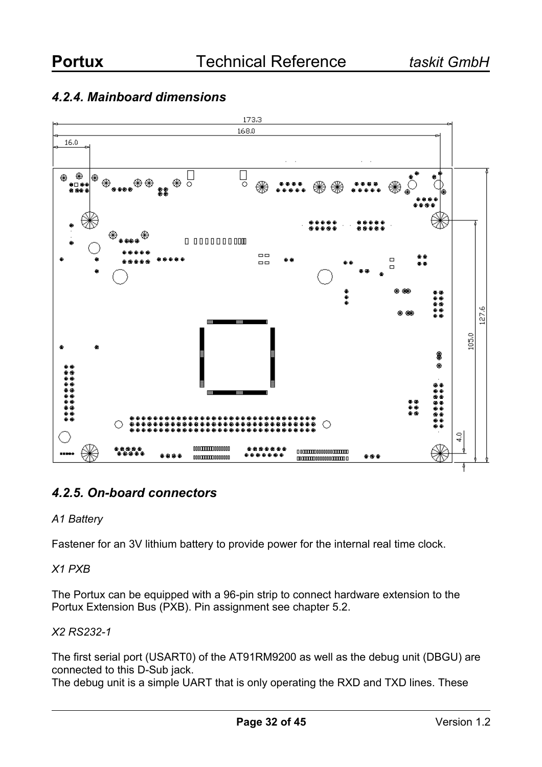## 4.2.4. Mainboard dimensions

## 4.2.5. On-board connectors

*A1 Battery*

Fastener for an 3V lithium battery to provide power for the internal real time clock.

*X1 PXB*

The Portux can be equipped with a 96-pin strip to connect hardware extension to the Portux Extension Bus (PXB). Pin assignment see chapter 5.2.

*X2 RS232-1*

The first serial port (USART0) of the AT91RM9200 as well as the debug unit (DBGU) are connected to this D-Sub jack.
The debug unit is a simple UART that is only operating the RXD and TXD lines. These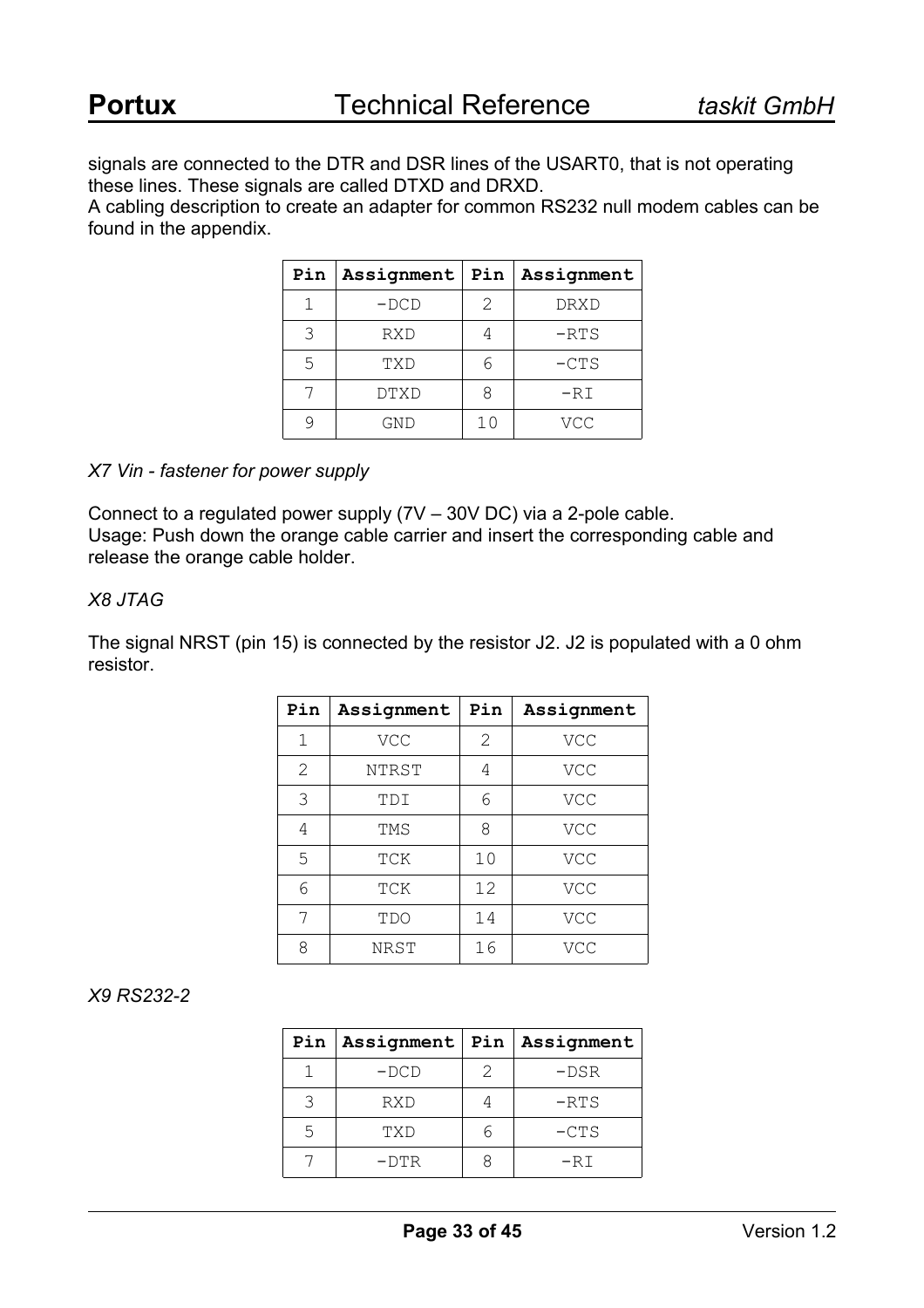signals are connected to the DTR and DSR lines of the USART0, that is not operating these lines. These signals are called DTXD and DRXD.
A cabling description to create an adapter for common RS232 null modem cables can be found in the appendix.

| Pin | Assignment | Pin | Assignment |
|---|---|---|---|
| 1 | -DCD | 2 | DRXD |
| 3 | RXD | 4 | -RTS |
| 5 | TXD | 6 | -CTS |
| 7 | DTXD | 8 | -RI |
| 9 | GND | 10 | VCC |

*X7 Vin - fastener for power supply*

Connect to a regulated power supply (7V – 30V DC) via a 2-pole cable.
Usage: Push down the orange cable carrier and insert the corresponding cable and release the orange cable holder.

*X8 JTAG*

The signal NRST (pin 15) is connected by the resistor J2. J2 is populated with a 0 ohm resistor.

| Pin | Assignment | Pin | Assignment |
|---|---|---|---|
| 1 | VCC | 2 | VCC |
| 2 | NTRST | 4 | VCC |
| 3 | TDI | 6 | VCC |
| 4 | TMS | 8 | VCC |
| 5 | TCK | 10 | VCC |
| 6 | TCK | 12 | VCC |
| 7 | TDO | 14 | VCC |
| 8 | NRST | 16 | VCC |

*X9 RS232-2*

| Pin | Assignment | Pin | Assignment |
|---|---|---|---|
| 1 | -DCD | 2 | -DSR |
| 3 | RXD | 4 | -RTS |
| 5 | TXD | 6 | -CTS |
| 7 | -DTR | 8 | -RI |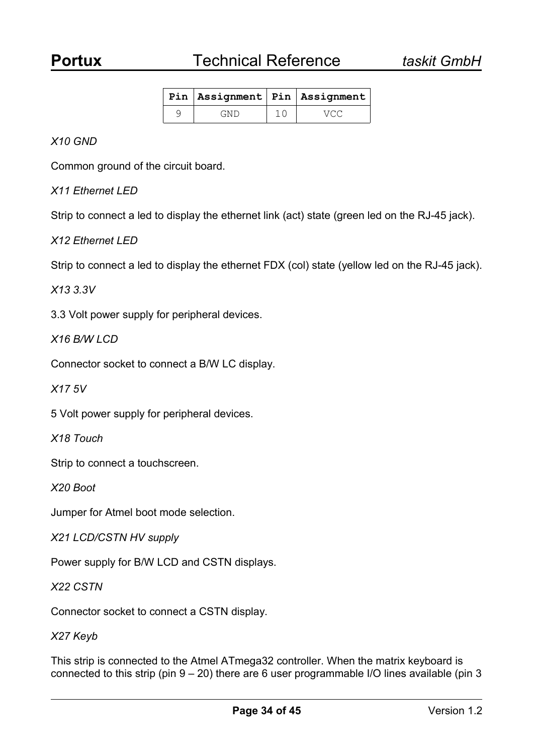| Pin | Assignment | Pin | Assignment |
|---|---|---|---|
| 9 | GND | 10 | VCC |

*X10 GND*

Common ground of the circuit board.

*X11 Ethernet LED*

Strip to connect a led to display the ethernet link (act) state (green led on the RJ-45 jack).

*X12 Ethernet LED*

Strip to connect a led to display the ethernet FDX (col) state (yellow led on the RJ-45 jack).

*X13 3.3V*

3.3 Volt power supply for peripheral devices.

*X16 B/W LCD*

Connector socket to connect a B/W LC display.

*X17 5V*

5 Volt power supply for peripheral devices.

*X18 Touch*

Strip to connect a touchscreen.

*X20 Boot*

Jumper for Atmel boot mode selection.

*X21 LCD/CSTN HV supply*

Power supply for B/W LCD and CSTN displays.

*X22 CSTN*

Connector socket to connect a CSTN display.

*X27 Keyb*

This strip is connected to the Atmel ATmega32 controller. When the matrix keyboard is connected to this strip (pin 9 – 20) there are 6 user programmable I/O lines available (pin 3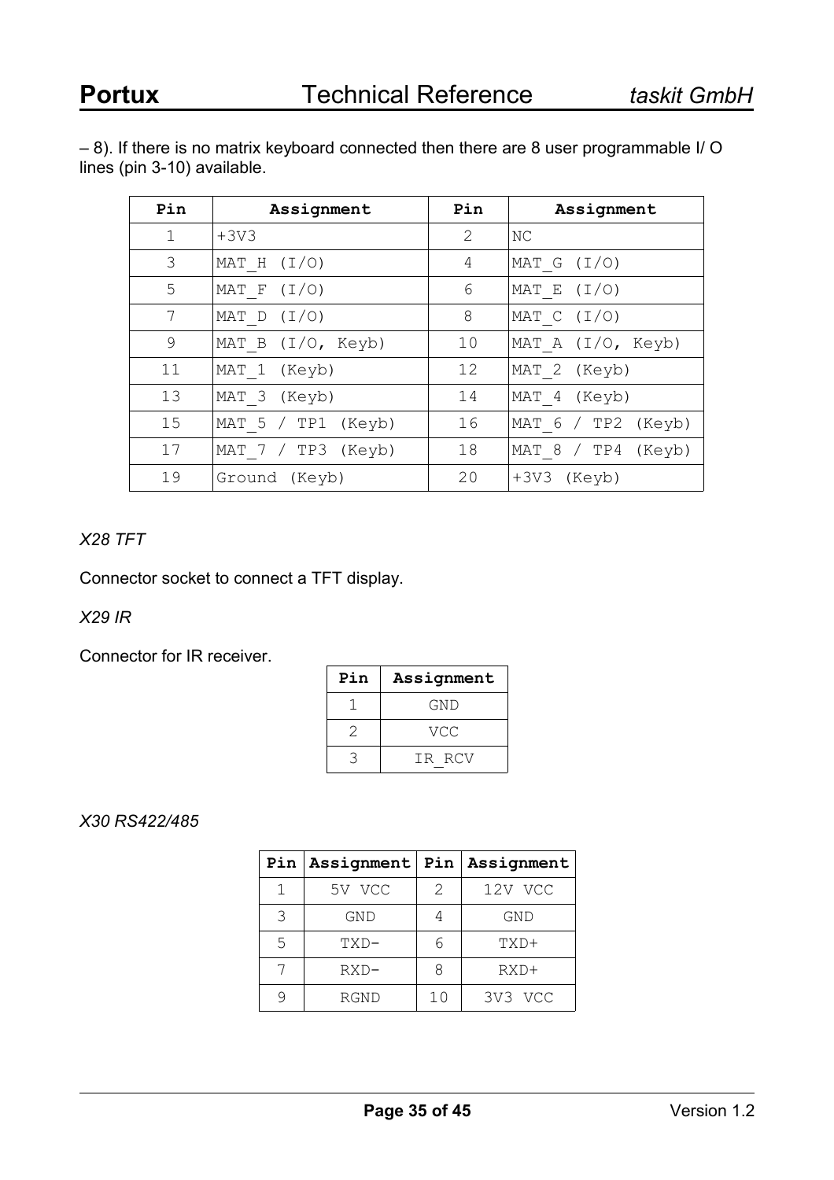– 8). If there is no matrix keyboard connected then there are 8 user programmable I/ O lines (pin 3-10) available.

| Pin | Assignment | Pin | Assignment |
|---|---|---|---|
| 1 | +3V3 | 2 | NC |
| 3 | MAT_H (I/O) | 4 | MAT_G (I/O) |
| 5 | MAT_F (I/O) | 6 | MAT_E (I/O) |
| 7 | MAT_D (I/O) | 8 | MAT_C (I/O) |
| 9 | MAT_B (I/O, Keyb) | 10 | MAT_A (I/O, Keyb) |
| 11 | MAT_1 (Keyb) | 12 | MAT_2 (Keyb) |
| 13 | MAT_3 (Keyb) | 14 | MAT_4 (Keyb) |
| 15 | MAT_5 / TP1 (Keyb) | 16 | MAT_6 / TP2 (Keyb) |
| 17 | MAT_7 / TP3 (Keyb) | 18 | MAT_8 / TP4 (Keyb) |
| 19 | Ground (Keyb) | 20 | +3V3 (Keyb) |

*X28 TFT*

Connector socket to connect a TFT display.

*X29 IR*

Connector for IR receiver.

| Pin | Assignment |
|---|---|
| 1 | GND |
| 2 | VCC |
| 3 | IR_RCV |

*X30 RS422/485*

| Pin | Assignment | Pin | Assignment |
|---|---|---|---|
| 1 | 5V VCC | 2 | 12V VCC |
| 3 | GND | 4 | GND |
| 5 | TXD- | 6 | TXD+ |
| 7 | RXD- | 8 | RXD+ |
| 9 | RGND | 10 | 3V3 VCC |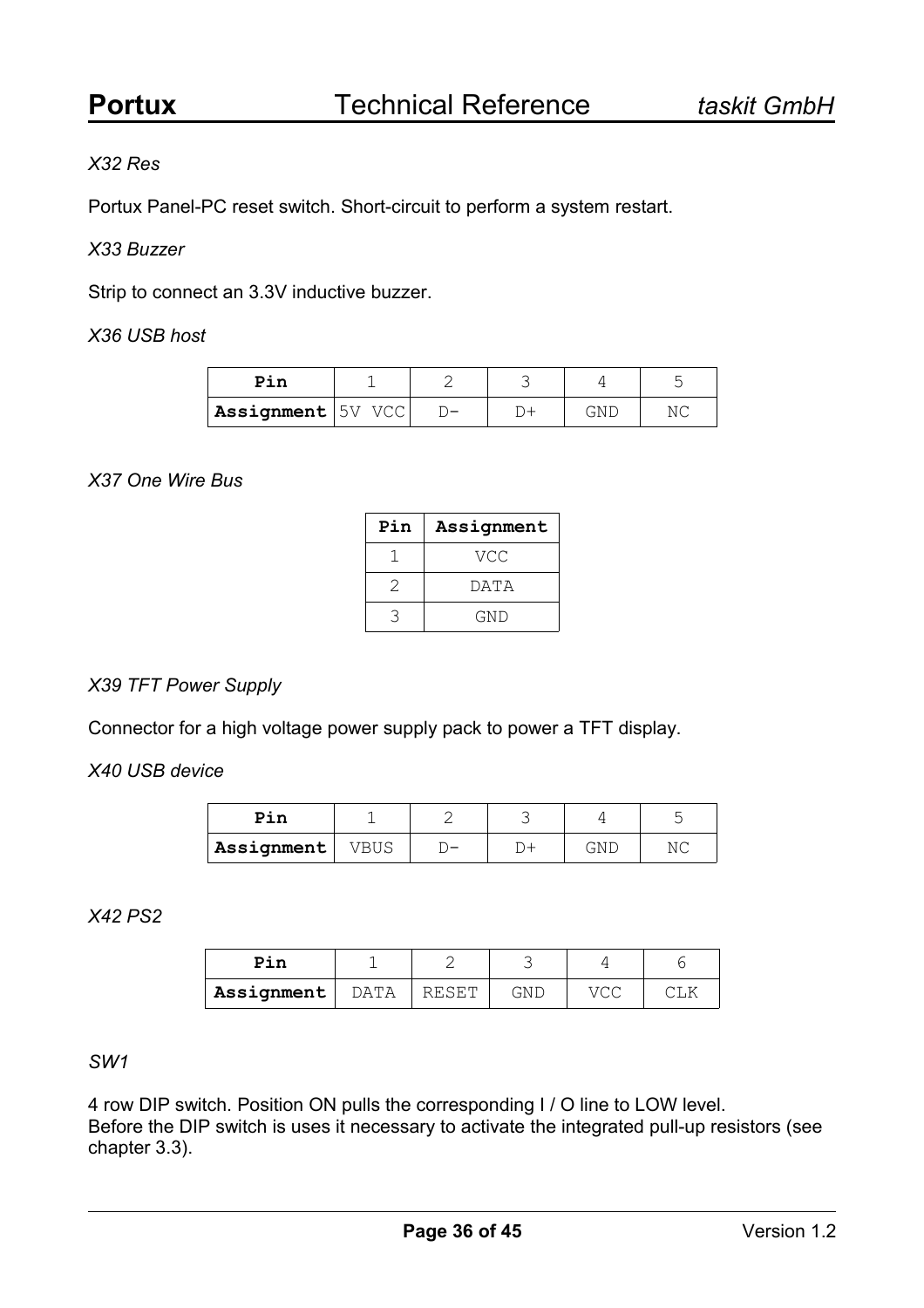*X32 Res*

Portux Panel-PC reset switch. Short-circuit to perform a system restart.

*X33 Buzzer*

Strip to connect an 3.3V inductive buzzer.

*X36 USB host*

| Pin | 1 | 2 | 3 | 4 | 5 |
|---|---|---|---|---|---|
| **Assignment** | 5V VCC | D- | D+ | GND | NC |

*X37 One Wire Bus*

| Pin | Assignment |
|---|---|
| 1 | VCC |
| 2 | DATA |
| 3 | GND |

*X39 TFT Power Supply*

Connector for a high voltage power supply pack to power a TFT display.

*X40 USB device*

| Pin | 1 | 2 | 3 | 4 | 5 |
|---|---|---|---|---|---|
| **Assignment** | VBUS | D- | D+ | GND | NC |

*X42 PS2*

| Pin | 1 | 2 | 3 | 4 | 6 |
|---|---|---|---|---|---|
| **Assignment** | DATA | RESET | GND | VCC | CLK |

*SW1*

4 row DIP switch. Position ON pulls the corresponding I / O line to LOW level.
Before the DIP switch is uses it necessary to activate the integrated pull-up resistors (see chapter 3.3).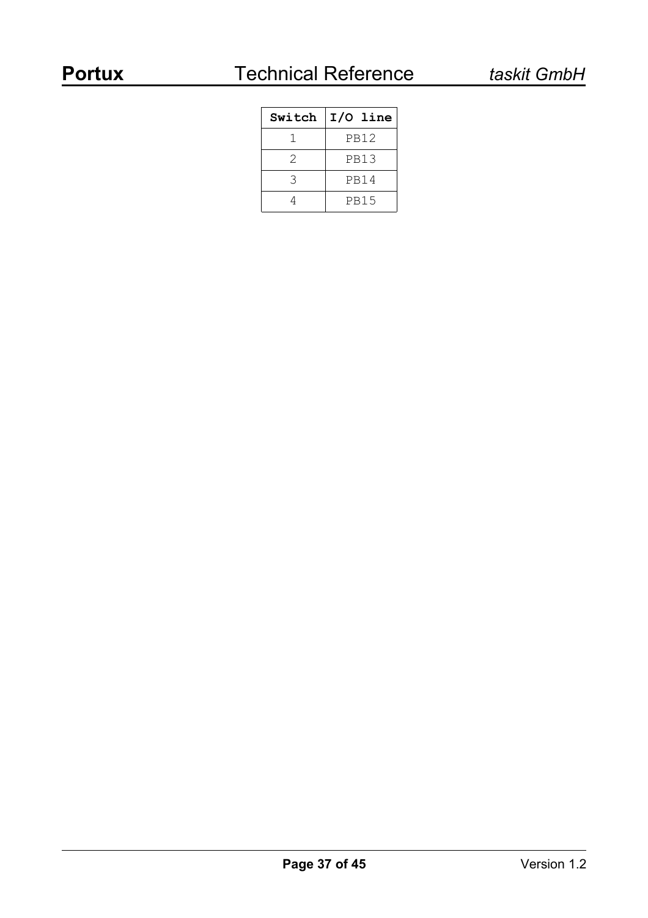| Switch | I/O line |
|---|---|
| 1 | PB12 |
| 2 | PB13 |
| 3 | PB14 |
| 4 | PB15 |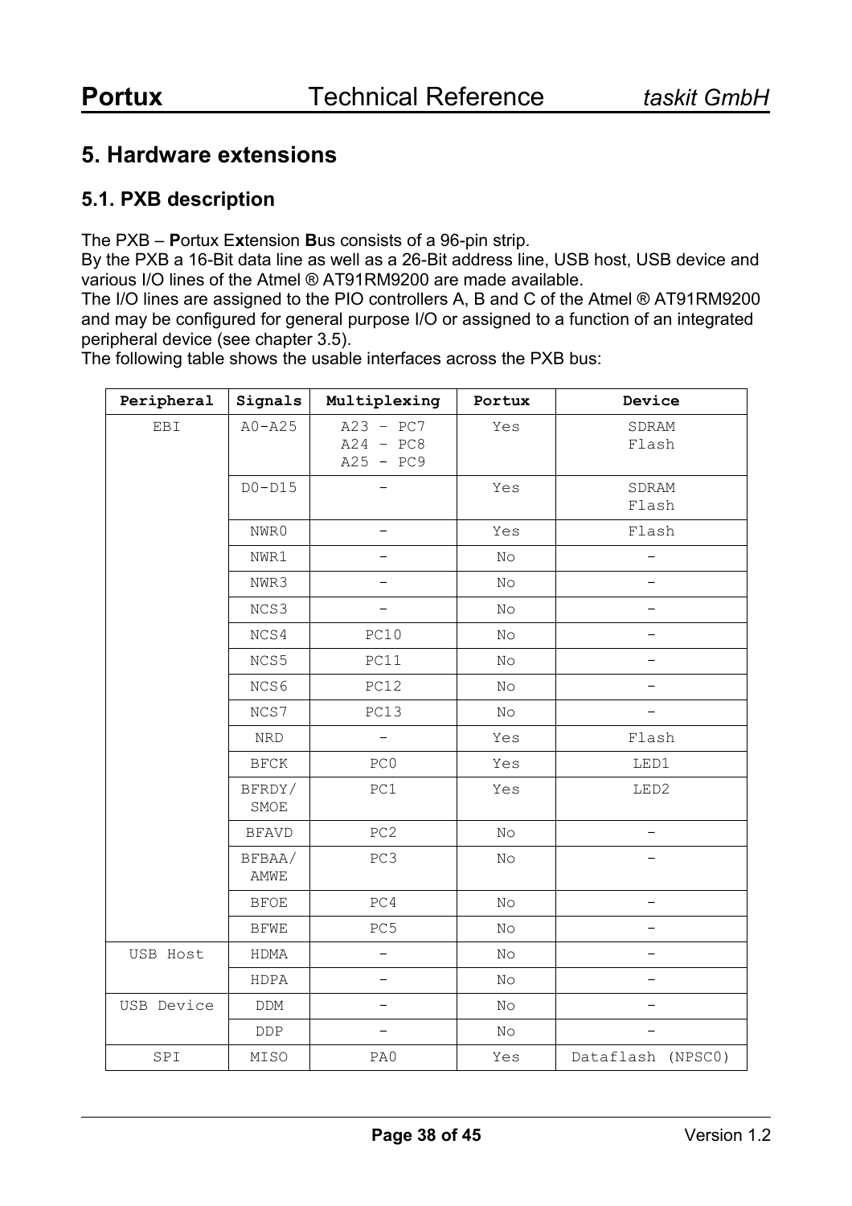# 5. Hardware extensions

## 5.1. PXB description

The PXB – **P**ortux E**x**tension **B**us consists of a 96-pin strip.
By the PXB a 16-Bit data line as well as a 26-Bit address line, USB host, USB device and various I/O lines of the Atmel ® AT91RM9200 are made available.
The I/O lines are assigned to the PIO controllers A, B and C of the Atmel ® AT91RM9200 and may be configured for general purpose I/O or assigned to a function of an integrated peripheral device (see chapter 3.5).
The following table shows the usable interfaces across the PXB bus:

| Peripheral | Signals | Multiplexing | Portux | Device |
|---|---|---|---|---|
| EBI | A0-A25 | A23 – PC7<br>A24 – PC8<br>A25 - PC9 | Yes | SDRAM<br>Flash |
| | D0-D15 | - | Yes | SDRAM<br>Flash |
| | NWR0 | - | Yes | Flash |
| | NWR1 | - | No | - |
| | NWR3 | - | No | - |
| | NCS3 | - | No | - |
| | NCS4 | PC10 | No | - |
| | NCS5 | PC11 | No | - |
| | NCS6 | PC12 | No | - |
| | NCS7 | PC13 | No | - |
| | NRD | - | Yes | Flash |
| | BFCK | PC0 | Yes | LED1 |
| | BFRDY/<br>SMOE | PC1 | Yes | LED2 |
| | BFAVD | PC2 | No | - |
| | BFBAA/<br>AMWE | PC3 | No | - |
| | BFOE | PC4 | No | - |
| | BFWE | PC5 | No | - |
| USB Host | HDMA | - | No | - |
| | HDPA | - | No | - |
| USB Device | DDM | - | No | - |
| | DDP | - | No | - |
| SPI | MISO | PA0 | Yes | Dataflash (NPSC0) |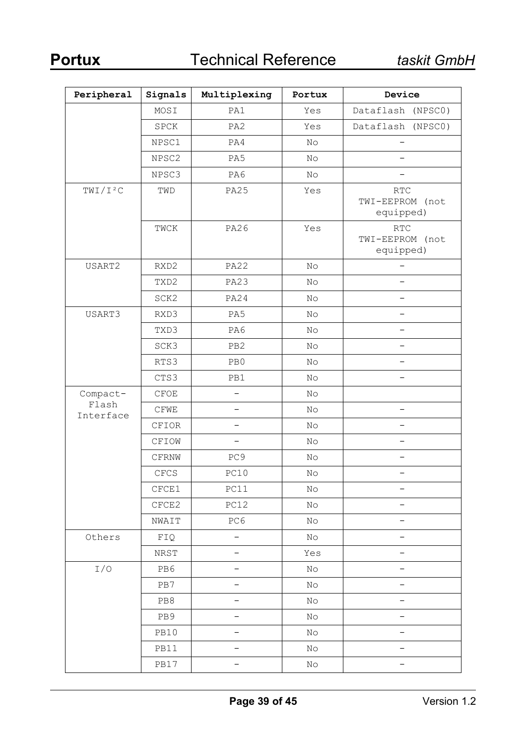| Peripheral | Signals | Multiplexing | Portux | Device |
|---|---|---|---|---|
| | MOSI | PA1 | Yes | Dataflash (NPSC0) |
| | SPCK | PA2 | Yes | Dataflash (NPSC0) |
| | NPSC1 | PA4 | No | - |
| | NPSC2 | PA5 | No | - |
| | NPSC3 | PA6 | No | - |
| TWI/I²C | TWD | PA25 | Yes | RTC TWI-EEPROM (not equipped) |
| | TWCK | PA26 | Yes | RTC TWI-EEPROM (not equipped) |
| USART2 | RXD2 | PA22 | No | - |
| | TXD2 | PA23 | No | - |
| | SCK2 | PA24 | No | - |
| USART3 | RXD3 | PA5 | No | - |
| | TXD3 | PA6 | No | - |
| | SCK3 | PB2 | No | - |
| | RTS3 | PB0 | No | - |
| | CTS3 | PB1 | No | - |
| Compact-Flash Interface | CFOE | - | No | |
| | CFWE | - | No | - |
| | CFIOR | - | No | - |
| | CFIOW | - | No | - |
| | CFRNW | PC9 | No | - |
| | CFCS | PC10 | No | - |
| | CFCE1 | PC11 | No | - |
| | CFCE2 | PC12 | No | - |
| | NWAIT | PC6 | No | - |
| Others | FIQ | - | No | - |
| | NRST | - | Yes | - |
| I/O | PB6 | - | No | - |
| | PB7 | - | No | - |
| | PB8 | - | No | - |
| | PB9 | - | No | - |
| | PB10 | - | No | - |
| | PB11 | - | No | - |
| | PB17 | - | No | - |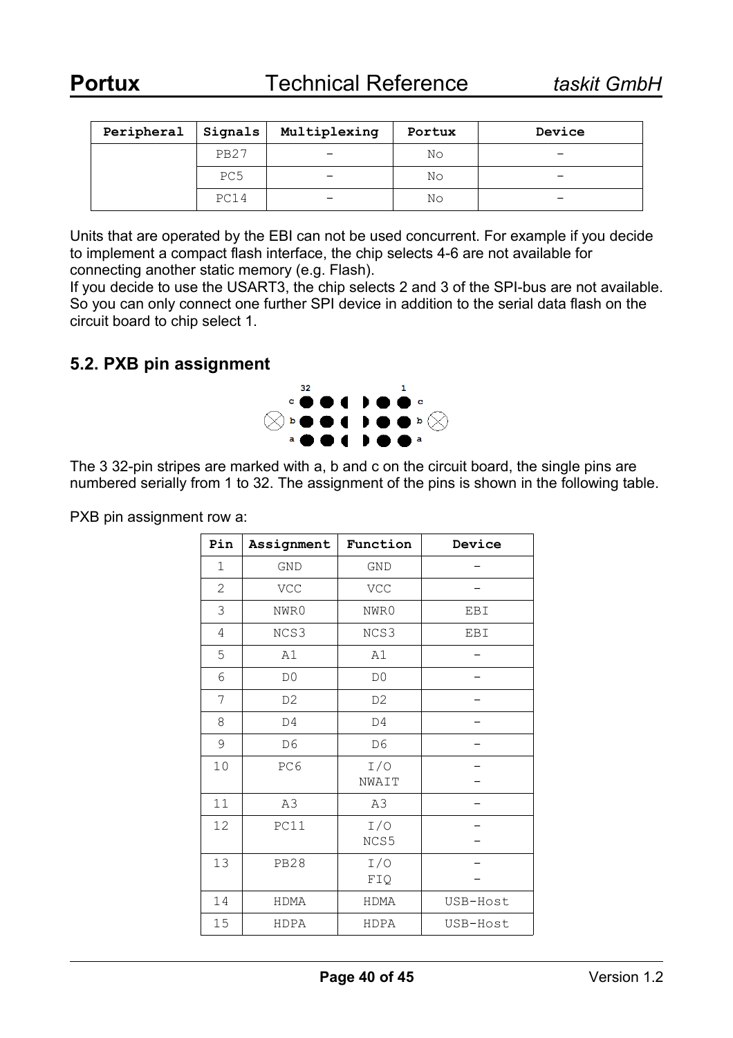| Peripheral | Signals | Multiplexing | Portux | Device |
|---|---|---|---|---|
| | PB27 | - | No | - |
| | PC5 | - | No | - |
| | PC14 | - | No | - |

Units that are operated by the EBI can not be used concurrent. For example if you decide to implement a compact flash interface, the chip selects 4-6 are not available for connecting another static memory (e.g. Flash).
If you decide to use the USART3, the chip selects 2 and 3 of the SPI-bus are not available. So you can only connect one further SPI device in addition to the serial data flash on the circuit board to chip select 1.

## 5.2. PXB pin assignment

The 3 32-pin stripes are marked with a, b and c on the circuit board, the single pins are numbered serially from 1 to 32. The assignment of the pins is shown in the following table.

PXB pin assignment row a:

| Pin | Assignment | Function | Device |
|---|---|---|---|
| 1 | GND | GND | - |
| 2 | VCC | VCC | - |
| 3 | NWR0 | NWR0 | EBI |
| 4 | NCS3 | NCS3 | EBI |
| 5 | A1 | A1 | - |
| 6 | D0 | D0 | - |
| 7 | D2 | D2 | - |
| 8 | D4 | D4 | - |
| 9 | D6 | D6 | - |
| 10 | PC6 | I/O<br>NWAIT | -<br>- |
| 11 | A3 | A3 | - |
| 12 | PC11 | I/O<br>NCS5 | -<br>- |
| 13 | PB28 | I/O<br>FIQ | -<br>- |
| 14 | HDMA | HDMA | USB-Host |
| 15 | HDPA | HDPA | USB-Host |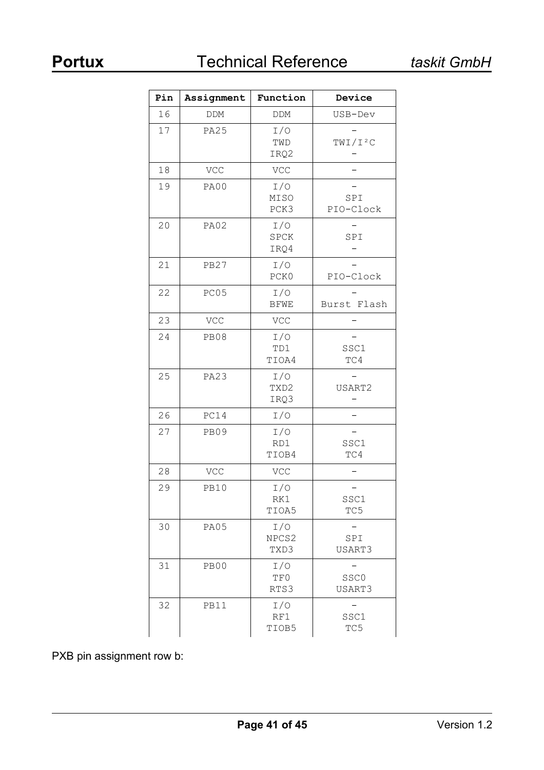| Pin | Assignment | Function | Device |
|---|---|---|---|
| 16 | DDM | DDM | USB-Dev |
| 17 | PA25 | I/O<br>TWD<br>IRQ2 | -<br>TWI/I²C<br>- |
| 18 | VCC | VCC | - |
| 19 | PA00 | I/O<br>MISO<br>PCK3 | -<br>SPI<br>PIO-Clock |
| 20 | PA02 | I/O<br>SPCK<br>IRQ4 | -<br>SPI<br>- |
| 21 | PB27 | I/O<br>PCK0 | -<br>PIO-Clock |
| 22 | PC05 | I/O<br>BFWE | -<br>Burst Flash |
| 23 | VCC | VCC | - |
| 24 | PB08 | I/O<br>TD1<br>TIOA4 | -<br>SSC1<br>TC4 |
| 25 | PA23 | I/O<br>TXD2<br>IRQ3 | -<br>USART2<br>- |
| 26 | PC14 | I/O | - |
| 27 | PB09 | I/O<br>RD1<br>TIOB4 | -<br>SSC1<br>TC4 |
| 28 | VCC | VCC | - |
| 29 | PB10 | I/O<br>RK1<br>TIOA5 | -<br>SSC1<br>TC5 |
| 30 | PA05 | I/O<br>NPCS2<br>TXD3 | -<br>SPI<br>USART3 |
| 31 | PB00 | I/O<br>TF0<br>RTS3 | -<br>SSC0<br>USART3 |
| 32 | PB11 | I/O<br>RF1<br>TIOB5 | -<br>SSC1<br>TC5 |

PXB pin assignment row b: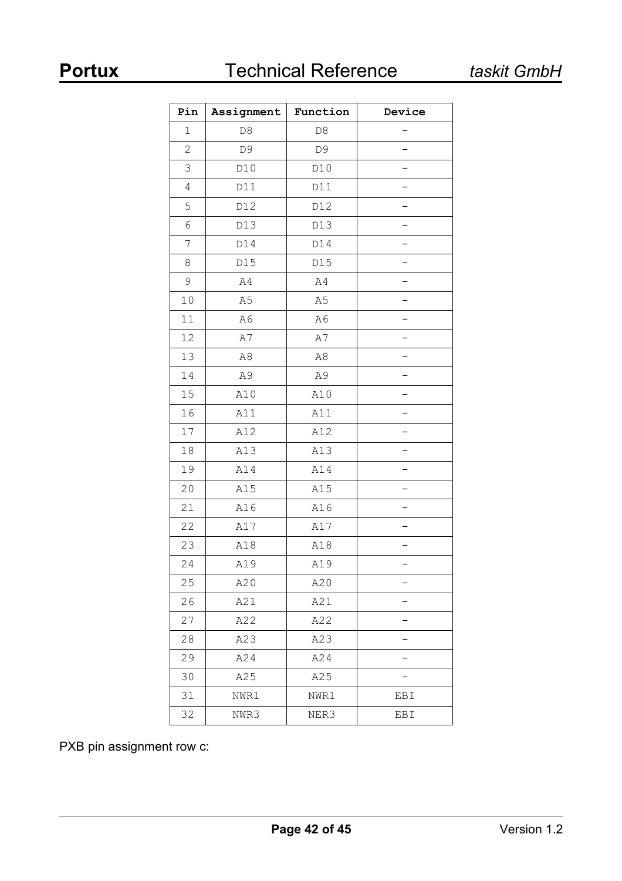| Pin | Assignment | Function | Device |
|---|---|---|---|
| 1 | D8 | D8 | - |
| 2 | D9 | D9 | - |
| 3 | D10 | D10 | - |
| 4 | D11 | D11 | - |
| 5 | D12 | D12 | - |
| 6 | D13 | D13 | - |
| 7 | D14 | D14 | - |
| 8 | D15 | D15 | - |
| 9 | A4 | A4 | - |
| 10 | A5 | A5 | - |
| 11 | A6 | A6 | - |
| 12 | A7 | A7 | - |
| 13 | A8 | A8 | - |
| 14 | A9 | A9 | - |
| 15 | A10 | A10 | - |
| 16 | A11 | A11 | - |
| 17 | A12 | A12 | - |
| 18 | A13 | A13 | - |
| 19 | A14 | A14 | - |
| 20 | A15 | A15 | - |
| 21 | A16 | A16 | - |
| 22 | A17 | A17 | - |
| 23 | A18 | A18 | - |
| 24 | A19 | A19 | - |
| 25 | A20 | A20 | - |
| 26 | A21 | A21 | - |
| 27 | A22 | A22 | - |
| 28 | A23 | A23 | - |
| 29 | A24 | A24 | - |
| 30 | A25 | A25 | - |
| 31 | NWR1 | NWR1 | EBI |
| 32 | NWR3 | NER3 | EBI |

PXB pin assignment row c: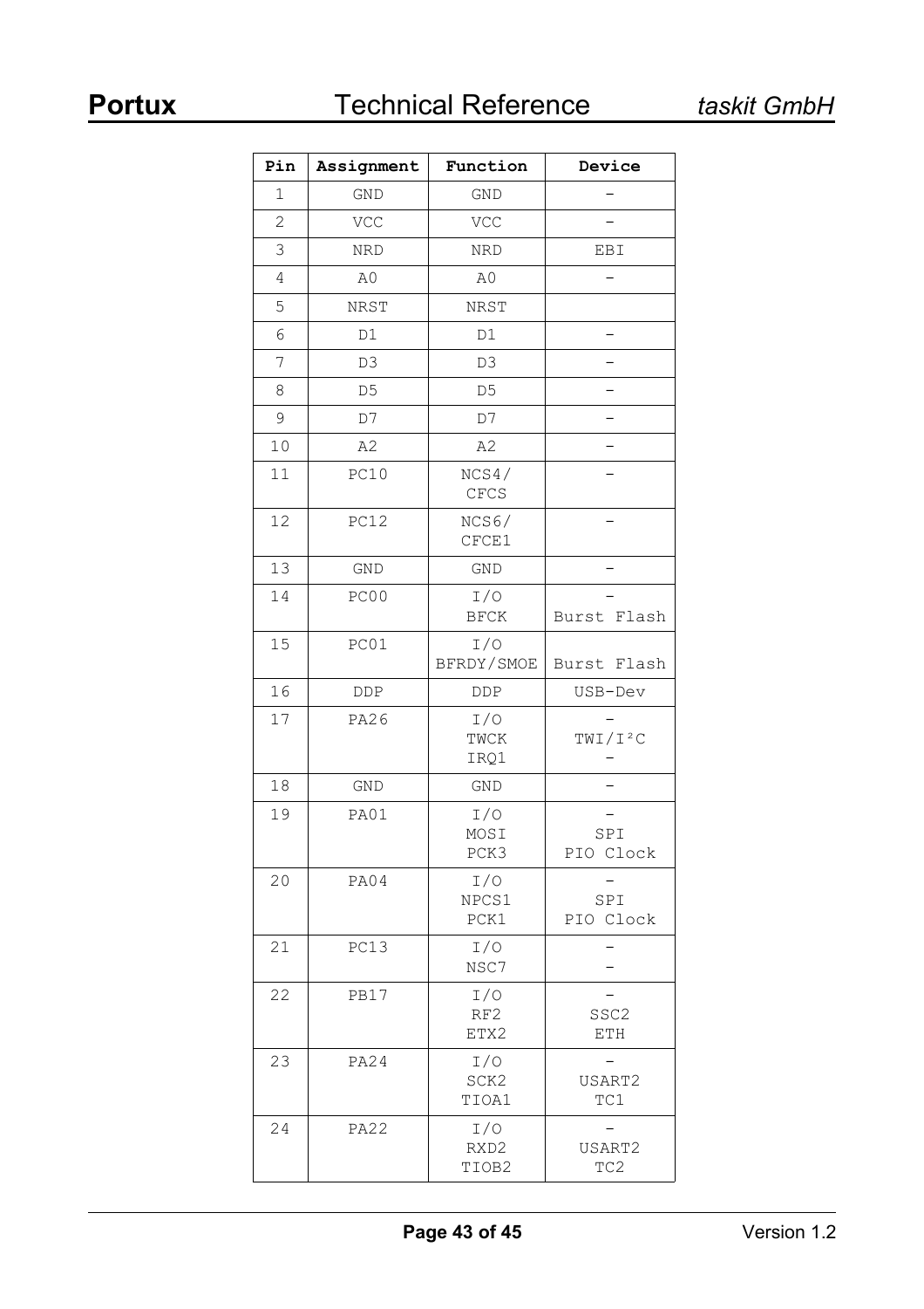| Pin | Assignment | Function | Device |
|---|---|---|---|
| 1 | GND | GND | - |
| 2 | VCC | VCC | - |
| 3 | NRD | NRD | EBI |
| 4 | A0 | A0 | - |
| 5 | NRST | NRST | |
| 6 | D1 | D1 | - |
| 7 | D3 | D3 | - |
| 8 | D5 | D5 | - |
| 9 | D7 | D7 | - |
| 10 | A2 | A2 | - |
| 11 | PC10 | NCS4/ CFCS | - |
| 12 | PC12 | NCS6/ CFCE1 | - |
| 13 | GND | GND | - |
| 14 | PC00 | I/O BFCK | - Burst Flash |
| 15 | PC01 | I/O BFRDY/SMOE | Burst Flash |
| 16 | DDP | DDP | USB-Dev |
| 17 | PA26 | I/O TWCK IRQ1 | - TWI/I²C - |
| 18 | GND | GND | - |
| 19 | PA01 | I/O MOSI PCK3 | - SPI PIO Clock |
| 20 | PA04 | I/O NPCS1 PCK1 | - SPI PIO Clock |
| 21 | PC13 | I/O NSC7 | - - |
| 22 | PB17 | I/O RF2 ETX2 | - SSC2 ETH |
| 23 | PA24 | I/O SCK2 TIOA1 | - USART2 TC1 |
| 24 | PA22 | I/O RXD2 TIOB2 | - USART2 TC2 |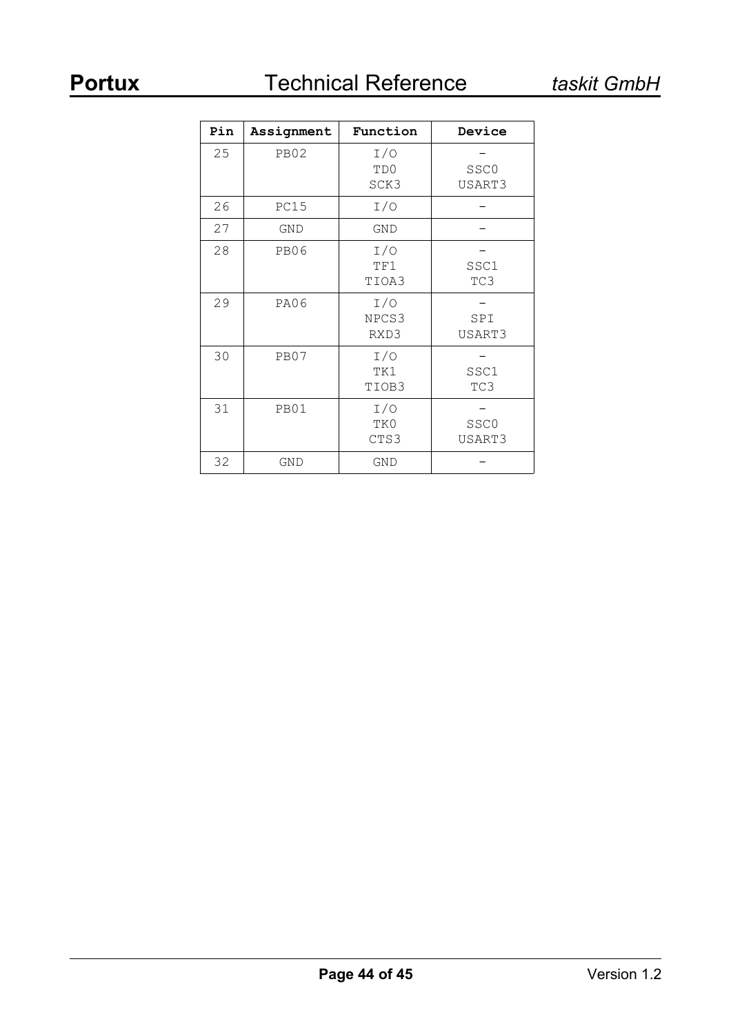| Pin | Assignment | Function | Device |
|---|---|---|---|
| 25 | PB02 | I/O<br>TD0<br>SCK3 | -<br>SSC0<br>USART3 |
| 26 | PC15 | I/O | - |
| 27 | GND | GND | - |
| 28 | PB06 | I/O<br>TF1<br>TIOA3 | -<br>SSC1<br>TC3 |
| 29 | PA06 | I/O<br>NPCS3<br>RXD3 | -<br>SPI<br>USART3 |
| 30 | PB07 | I/O<br>TK1<br>TIOB3 | -<br>SSC1<br>TC3 |
| 31 | PB01 | I/O<br>TK0<br>CTS3 | -<br>SSC0<br>USART3 |
| 32 | GND | GND | - |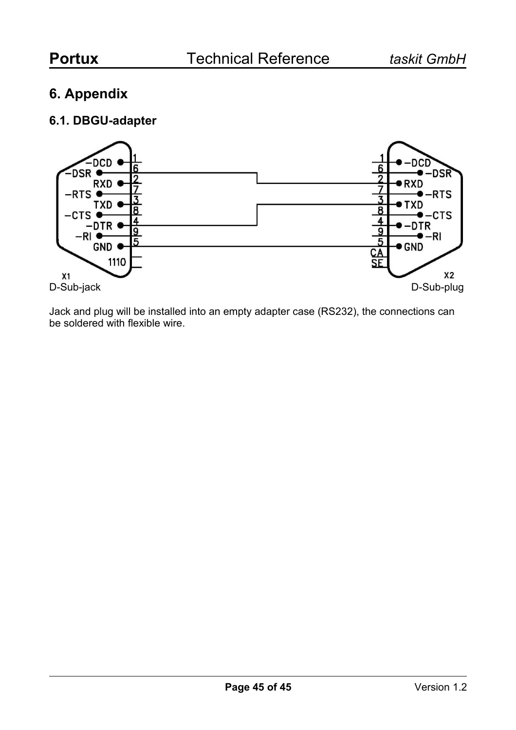# 6. Appendix

## 6.1. DBGU-adapter

X1

D-Sub-jack

X2

D-Sub-plug

Jack and plug will be installed into an empty adapter case (RS232), the connections can be soldered with flexible wire.